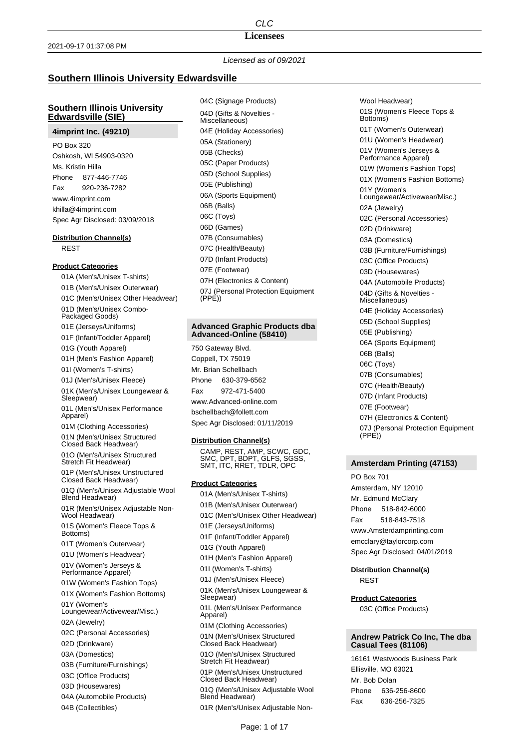# CLC

## Licensees

2021-09-17 01:37:08 PM

*Licensed as of 09/2021*

## Southern Illinois University Edwardsville

### Southern Illinois University Edwardsville (SIE)

#### 4imprint Inc. (49210)

PO Box 320
Oshkosh, WI 54903-0320
Ms. Kristin Hilla
Phone 877-446-7746
Fax 920-236-7282
www.4imprint.com
khilla@4imprint.com
Spec Agr Disclosed: 03/09/2018

**Distribution Channel(s)**

REST

**Product Categories**

- 01A (Men's/Unisex T-shirts)
- 01B (Men's/Unisex Outerwear)
- 01C (Men's/Unisex Other Headwear)
- 01D (Men's/Unisex Combo-Packaged Goods)
- 01E (Jerseys/Uniforms)
- 01F (Infant/Toddler Apparel)
- 01G (Youth Apparel)
- 01H (Men's Fashion Apparel)
- 01I (Women's T-shirts)
- 01J (Men's/Unisex Fleece)
- 01K (Men's/Unisex Loungewear & Sleepwear)
- 01L (Men's/Unisex Performance Apparel)
- 01M (Clothing Accessories)
- 01N (Men's/Unisex Structured Closed Back Headwear)
- 01O (Men's/Unisex Structured Stretch Fit Headwear)
- 01P (Men's/Unisex Unstructured Closed Back Headwear)
- 01Q (Men's/Unisex Adjustable Wool Blend Headwear)
- 01R (Men's/Unisex Adjustable Non-Wool Headwear)
- 01S (Women's Fleece Tops & Bottoms)
- 01T (Women's Outerwear)
- 01U (Women's Headwear)
- 01V (Women's Jerseys & Performance Apparel)
- 01W (Women's Fashion Tops)
- 01X (Women's Fashion Bottoms)
- 01Y (Women's Loungewear/Activewear/Misc.)
- 02A (Jewelry)
- 02C (Personal Accessories)
- 02D (Drinkware)
- 03A (Domestics)
- 03B (Furniture/Furnishings)
- 03C (Office Products)
- 03D (Housewares)
- 04A (Automobile Products)
- 04B (Collectibles)
- 04C (Signage Products)
- 04D (Gifts & Novelties - Miscellaneous)
- 04E (Holiday Accessories)
- 05A (Stationery)
- 05B (Checks)
- 05C (Paper Products)
- 05D (School Supplies)
- 05E (Publishing)
- 06A (Sports Equipment)
- 06B (Balls)
- 06C (Toys)
- 06D (Games)
- 07B (Consumables)
- 07C (Health/Beauty)
- 07D (Infant Products)
- 07E (Footwear)
- 07H (Electronics & Content)
- 07J (Personal Protection Equipment (PPE))

#### Advanced Graphic Products dba Advanced-Online (58410)

750 Gateway Blvd.
Coppell, TX 75019
Mr. Brian Schellbach
Phone 630-379-6562
Fax 972-471-5400
www.Advanced-online.com
bschellbach@follett.com
Spec Agr Disclosed: 01/11/2019

**Distribution Channel(s)**

CAMP, REST, AMP, SCWC, GDC, SMC, DPT, BDPT, GLFS, SGSS, SMT, ITC, RRET, TDLR, OPC

**Product Categories**

- 01A (Men's/Unisex T-shirts)
- 01B (Men's/Unisex Outerwear)
- 01C (Men's/Unisex Other Headwear)
- 01E (Jerseys/Uniforms)
- 01F (Infant/Toddler Apparel)
- 01G (Youth Apparel)
- 01H (Men's Fashion Apparel)
- 01I (Women's T-shirts)
- 01J (Men's/Unisex Fleece)
- 01K (Men's/Unisex Loungewear & Sleepwear)
- 01L (Men's/Unisex Performance Apparel)
- 01M (Clothing Accessories)
- 01N (Men's/Unisex Structured Closed Back Headwear)
- 01O (Men's/Unisex Structured Stretch Fit Headwear)
- 01P (Men's/Unisex Unstructured Closed Back Headwear)
- 01Q (Men's/Unisex Adjustable Wool Blend Headwear)
- 01R (Men's/Unisex Adjustable Non-Wool Headwear)
- 01S (Women's Fleece Tops & Bottoms)
- 01T (Women's Outerwear)
- 01U (Women's Headwear)
- 01V (Women's Jerseys & Performance Apparel)
- 01W (Women's Fashion Tops)
- 01X (Women's Fashion Bottoms)
- 01Y (Women's Loungewear/Activewear/Misc.)
- 02A (Jewelry)
- 02C (Personal Accessories)
- 02D (Drinkware)
- 03A (Domestics)
- 03B (Furniture/Furnishings)
- 03C (Office Products)
- 03D (Housewares)
- 04A (Automobile Products)
- 04D (Gifts & Novelties - Miscellaneous)
- 04E (Holiday Accessories)
- 05D (School Supplies)
- 05E (Publishing)
- 06A (Sports Equipment)
- 06B (Balls)
- 06C (Toys)
- 07B (Consumables)
- 07C (Health/Beauty)
- 07D (Infant Products)
- 07E (Footwear)
- 07H (Electronics & Content)
- 07J (Personal Protection Equipment (PPE))

#### Amsterdam Printing (47153)

PO Box 701
Amsterdam, NY 12010
Mr. Edmund McClary
Phone 518-842-6000
Fax 518-843-7518
www.Amsterdamprinting.com
emcclary@taylorcorp.com
Spec Agr Disclosed: 04/01/2019

**Distribution Channel(s)**

REST

**Product Categories**

- 03C (Office Products)

#### Andrew Patrick Co Inc, The dba Casual Tees (81106)

16161 Westwoods Business Park
Ellisville, MO 63021
Mr. Bob Dolan
Phone 636-256-8600
Fax 636-256-7325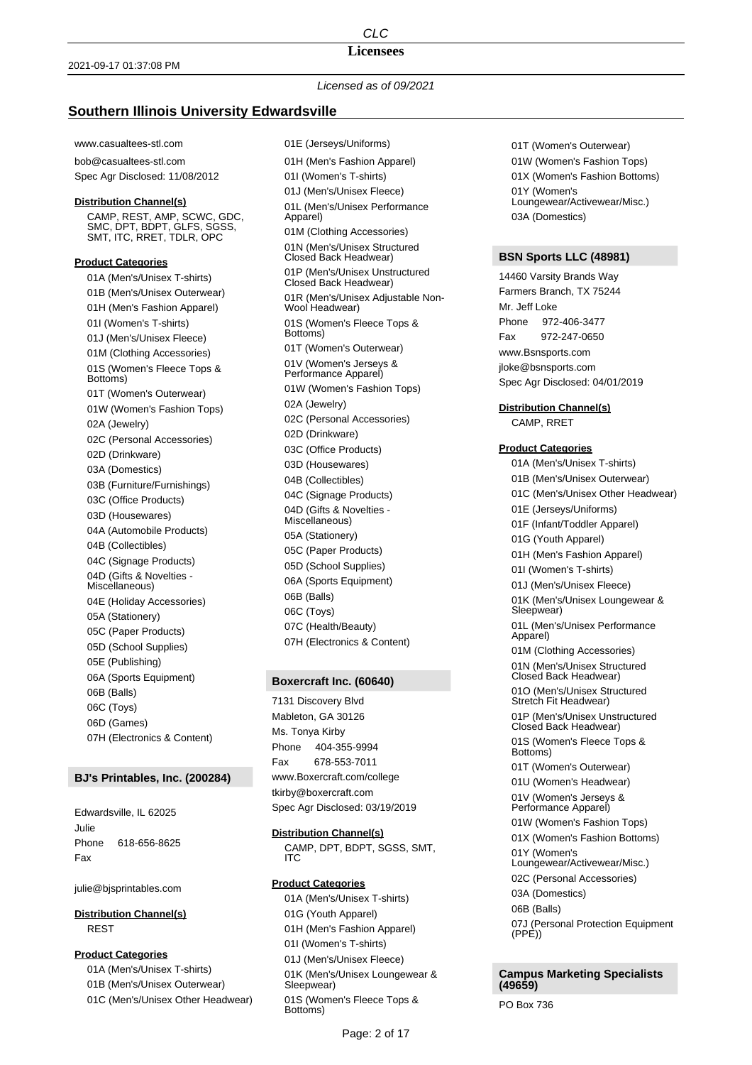# Licensees

2021-09-17 01:37:08 PM

*Licensed as of 09/2021*

## Southern Illinois University Edwardsville

www.casualtees-stl.com

bob@casualtees-stl.com

Spec Agr Disclosed: 11/08/2012

**Distribution Channel(s)**

CAMP, REST, AMP, SCWC, GDC, SMC, DPT, BDPT, GLFS, SGSS, SMT, ITC, RRET, TDLR, OPC

**Product Categories**

- 01A (Men's/Unisex T-shirts)
- 01B (Men's/Unisex Outerwear)
- 01H (Men's Fashion Apparel)
- 01I (Women's T-shirts)
- 01J (Men's/Unisex Fleece)
- 01M (Clothing Accessories)
- 01S (Women's Fleece Tops & Bottoms)
- 01T (Women's Outerwear)
- 01W (Women's Fashion Tops)
- 02A (Jewelry)
- 02C (Personal Accessories)
- 02D (Drinkware)
- 03A (Domestics)
- 03B (Furniture/Furnishings)
- 03C (Office Products)
- 03D (Housewares)
- 04A (Automobile Products)
- 04B (Collectibles)
- 04C (Signage Products)
- 04D (Gifts & Novelties - Miscellaneous)
- 04E (Holiday Accessories)
- 05A (Stationery)
- 05C (Paper Products)
- 05D (School Supplies)
- 05E (Publishing)
- 06A (Sports Equipment)
- 06B (Balls)
- 06C (Toys)
- 06D (Games)
- 07H (Electronics & Content)

### BJ's Printables, Inc. (200284)

Edwardsville, IL 62025

Julie

Phone 618-656-8625

Fax

julie@bjsprintables.com

**Distribution Channel(s)**

REST

**Product Categories**

- 01A (Men's/Unisex T-shirts)
- 01B (Men's/Unisex Outerwear)
- 01C (Men's/Unisex Other Headwear)
- 01E (Jerseys/Uniforms)
- 01H (Men's Fashion Apparel)
- 01I (Women's T-shirts)
- 01J (Men's/Unisex Fleece)
- 01L (Men's/Unisex Performance Apparel)
- 01M (Clothing Accessories)
- 01N (Men's/Unisex Structured Closed Back Headwear)
- 01P (Men's/Unisex Unstructured Closed Back Headwear)
- 01R (Men's/Unisex Adjustable Non-Wool Headwear)
- 01S (Women's Fleece Tops & Bottoms)
- 01T (Women's Outerwear)
- 01V (Women's Jerseys & Performance Apparel)
- 01W (Women's Fashion Tops)
- 02A (Jewelry)
- 02C (Personal Accessories)
- 02D (Drinkware)
- 03C (Office Products)
- 03D (Housewares)
- 04B (Collectibles)
- 04C (Signage Products)
- 04D (Gifts & Novelties - Miscellaneous)
- 05A (Stationery)
- 05C (Paper Products)
- 05D (School Supplies)
- 06A (Sports Equipment)
- 06B (Balls)
- 06C (Toys)
- 07C (Health/Beauty)
- 07H (Electronics & Content)

### Boxercraft Inc. (60640)

7131 Discovery Blvd

Mableton, GA 30126

Ms. Tonya Kirby

Phone 404-355-9994

Fax 678-553-7011

www.Boxercraft.com/college

tkirby@boxercraft.com

Spec Agr Disclosed: 03/19/2019

**Distribution Channel(s)**

CAMP, DPT, BDPT, SGSS, SMT, ITC

**Product Categories**

- 01A (Men's/Unisex T-shirts)
- 01G (Youth Apparel)
- 01H (Men's Fashion Apparel)
- 01I (Women's T-shirts)
- 01J (Men's/Unisex Fleece)
- 01K (Men's/Unisex Loungewear & Sleepwear)
- 01S (Women's Fleece Tops & Bottoms)
- 01T (Women's Outerwear)
- 01W (Women's Fashion Tops)
- 01X (Women's Fashion Bottoms)
- 01Y (Women's Loungewear/Activewear/Misc.)
- 03A (Domestics)

### BSN Sports LLC (48981)

14460 Varsity Brands Way

Farmers Branch, TX 75244

Mr. Jeff Loke

Phone 972-406-3477

Fax 972-247-0650

www.Bsnsports.com

jloke@bsnsports.com

Spec Agr Disclosed: 04/01/2019

**Distribution Channel(s)**

CAMP, RRET

**Product Categories**

- 01A (Men's/Unisex T-shirts)
- 01B (Men's/Unisex Outerwear)
- 01C (Men's/Unisex Other Headwear)
- 01E (Jerseys/Uniforms)
- 01F (Infant/Toddler Apparel)
- 01G (Youth Apparel)
- 01H (Men's Fashion Apparel)
- 01I (Women's T-shirts)
- 01J (Men's/Unisex Fleece)
- 01K (Men's/Unisex Loungewear & Sleepwear)
- 01L (Men's/Unisex Performance Apparel)
- 01M (Clothing Accessories)
- 01N (Men's/Unisex Structured Closed Back Headwear)
- 01O (Men's/Unisex Structured Stretch Fit Headwear)
- 01P (Men's/Unisex Unstructured Closed Back Headwear)
- 01S (Women's Fleece Tops & Bottoms)
- 01T (Women's Outerwear)
- 01U (Women's Headwear)
- 01V (Women's Jerseys & Performance Apparel)
- 01W (Women's Fashion Tops)
- 01X (Women's Fashion Bottoms)
- 01Y (Women's Loungewear/Activewear/Misc.)
- 02C (Personal Accessories)
- 03A (Domestics)
- 06B (Balls)
- 07J (Personal Protection Equipment (PPE))

### Campus Marketing Specialists (49659)

PO Box 736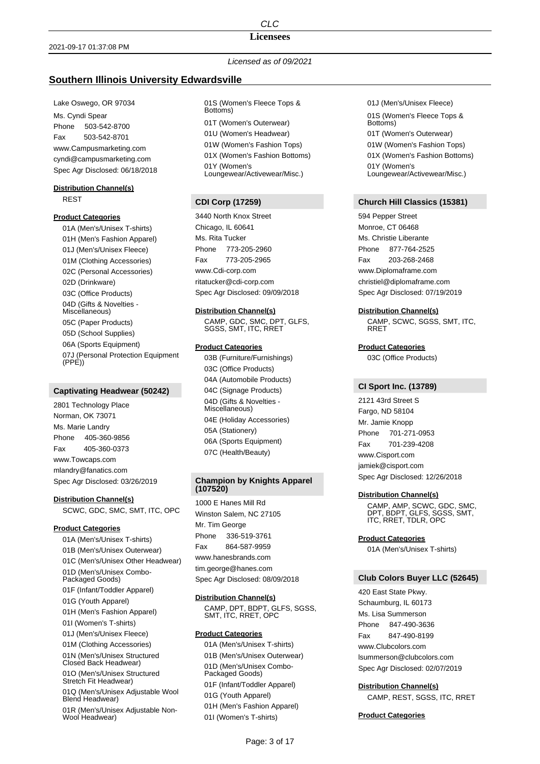Licensed as of 09/2021

## Southern Illinois University Edwardsville

Lake Oswego, OR 97034
Ms. Cyndi Spear
Phone 503-542-8700
Fax 503-542-8701
www.Campusmarketing.com
cyndi@campusmarketing.com
Spec Agr Disclosed: 06/18/2018

**Distribution Channel(s)**

REST

**Product Categories**

- 01A (Men's/Unisex T-shirts)
- 01H (Men's Fashion Apparel)
- 01J (Men's/Unisex Fleece)
- 01M (Clothing Accessories)
- 02C (Personal Accessories)
- 02D (Drinkware)
- 03C (Office Products)
- 04D (Gifts & Novelties - Miscellaneous)
- 05C (Paper Products)
- 05D (School Supplies)
- 06A (Sports Equipment)
- 07J (Personal Protection Equipment (PPE))

### Captivating Headwear (50242)

2801 Technology Place
Norman, OK 73071
Ms. Marie Landry
Phone 405-360-9856
Fax 405-360-0373
www.Towcaps.com
mlandry@fanatics.com
Spec Agr Disclosed: 03/26/2019

**Distribution Channel(s)**

SCWC, GDC, SMC, SMT, ITC, OPC

**Product Categories**

- 01A (Men's/Unisex T-shirts)
- 01B (Men's/Unisex Outerwear)
- 01C (Men's/Unisex Other Headwear)
- 01D (Men's/Unisex Combo-Packaged Goods)
- 01F (Infant/Toddler Apparel)
- 01G (Youth Apparel)
- 01H (Men's Fashion Apparel)
- 01I (Women's T-shirts)
- 01J (Men's/Unisex Fleece)
- 01M (Clothing Accessories)
- 01N (Men's/Unisex Structured Closed Back Headwear)
- 01O (Men's/Unisex Structured Stretch Fit Headwear)
- 01Q (Men's/Unisex Adjustable Wool Blend Headwear)
- 01R (Men's/Unisex Adjustable Non-Wool Headwear)
- 01S (Women's Fleece Tops & Bottoms)
- 01T (Women's Outerwear)
- 01U (Women's Headwear)
- 01W (Women's Fashion Tops)
- 01X (Women's Fashion Bottoms)
- 01Y (Women's Loungewear/Activewear/Misc.)

### CDI Corp (17259)

3440 North Knox Street
Chicago, IL 60641
Ms. Rita Tucker
Phone 773-205-2960
Fax 773-205-2965
www.Cdi-corp.com
ritatucker@cdi-corp.com
Spec Agr Disclosed: 09/09/2018

**Distribution Channel(s)**

CAMP, GDC, SMC, DPT, GLFS, SGSS, SMT, ITC, RRET

**Product Categories**

- 03B (Furniture/Furnishings)
- 03C (Office Products)
- 04A (Automobile Products)
- 04C (Signage Products)
- 04D (Gifts & Novelties - Miscellaneous)
- 04E (Holiday Accessories)
- 05A (Stationery)
- 06A (Sports Equipment)
- 07C (Health/Beauty)

### Champion by Knights Apparel (107520)

1000 E Hanes Mill Rd
Winston Salem, NC 27105
Mr. Tim George
Phone 336-519-3761
Fax 864-587-9959
www.hanesbrands.com
tim.george@hanes.com
Spec Agr Disclosed: 08/09/2018

**Distribution Channel(s)**

CAMP, DPT, BDPT, GLFS, SGSS, SMT, ITC, RRET, OPC

**Product Categories**

- 01A (Men's/Unisex T-shirts)
- 01B (Men's/Unisex Outerwear)
- 01D (Men's/Unisex Combo-Packaged Goods)
- 01F (Infant/Toddler Apparel)
- 01G (Youth Apparel)
- 01H (Men's Fashion Apparel)
- 01I (Women's T-shirts)
- 01J (Men's/Unisex Fleece)
- 01S (Women's Fleece Tops & Bottoms)
- 01T (Women's Outerwear)
- 01W (Women's Fashion Tops)
- 01X (Women's Fashion Bottoms)
- 01Y (Women's Loungewear/Activewear/Misc.)

### Church Hill Classics (15381)

594 Pepper Street
Monroe, CT 06468
Ms. Christie Liberante
Phone 877-764-2525
Fax 203-268-2468
www.Diplomaframe.com
christiel@diplomaframe.com
Spec Agr Disclosed: 07/19/2019

**Distribution Channel(s)**

CAMP, SCWC, SGSS, SMT, ITC, RRET

**Product Categories**

- 03C (Office Products)

### CI Sport Inc. (13789)

2121 43rd Street S
Fargo, ND 58104
Mr. Jamie Knopp
Phone 701-271-0953
Fax 701-239-4208
www.Cisport.com
jamiek@cisport.com
Spec Agr Disclosed: 12/26/2018

**Distribution Channel(s)**

CAMP, AMP, SCWC, GDC, SMC, DPT, BDPT, GLFS, SGSS, SMT, ITC, RRET, TDLR, OPC

**Product Categories**

- 01A (Men's/Unisex T-shirts)

### Club Colors Buyer LLC (52645)

420 East State Pkwy.
Schaumburg, IL 60173
Ms. Lisa Summerson
Phone 847-490-3636
Fax 847-490-8199
www.Clubcolors.com
lsummerson@clubcolors.com
Spec Agr Disclosed: 02/07/2019

**Distribution Channel(s)**

CAMP, REST, SGSS, ITC, RRET

**Product Categories**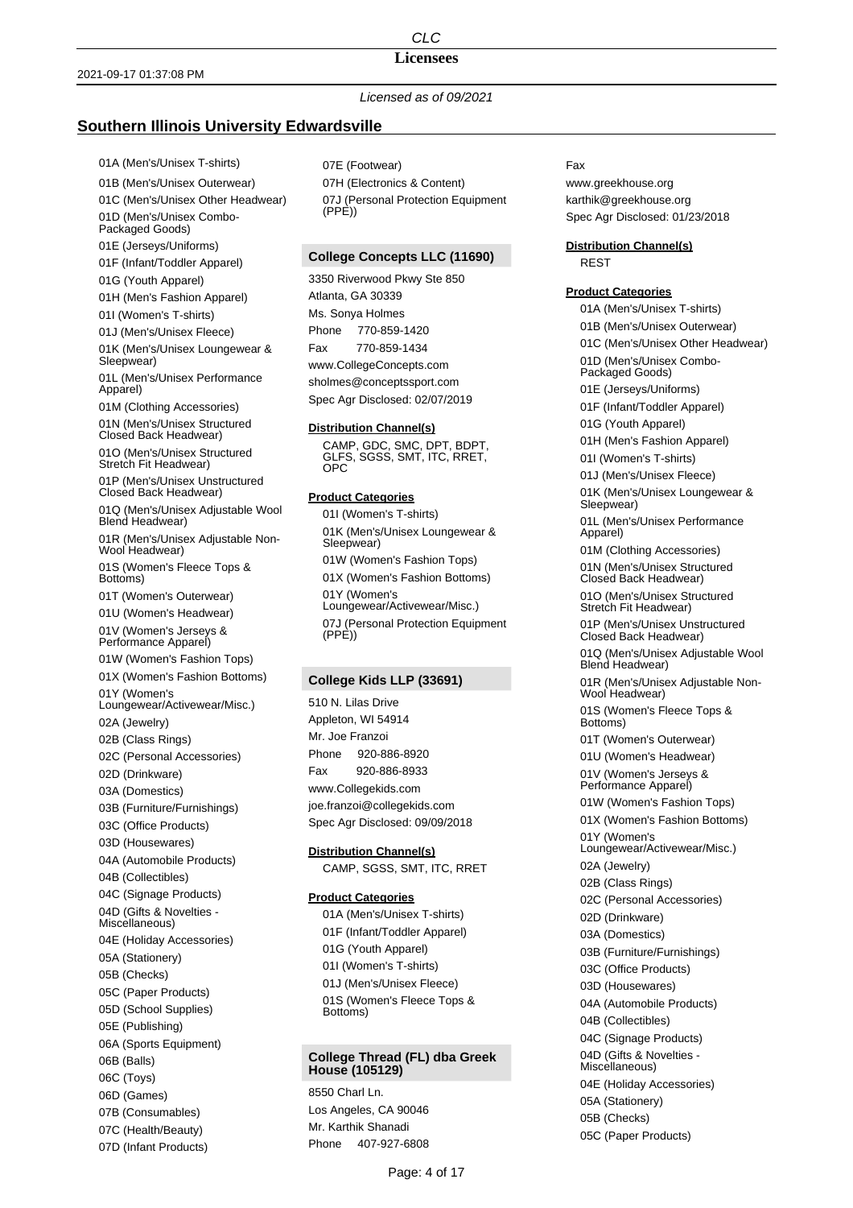*Licensed as of 09/2021*

## Southern Illinois University Edwardsville

- 01A (Men's/Unisex T-shirts)
- 01B (Men's/Unisex Outerwear)
- 01C (Men's/Unisex Other Headwear)
- 01D (Men's/Unisex Combo-Packaged Goods)
- 01E (Jerseys/Uniforms)
- 01F (Infant/Toddler Apparel)
- 01G (Youth Apparel)
- 01H (Men's Fashion Apparel)
- 01I (Women's T-shirts)
- 01J (Men's/Unisex Fleece)
- 01K (Men's/Unisex Loungewear & Sleepwear)
- 01L (Men's/Unisex Performance Apparel)
- 01M (Clothing Accessories)
- 01N (Men's/Unisex Structured Closed Back Headwear)
- 01O (Men's/Unisex Structured Stretch Fit Headwear)
- 01P (Men's/Unisex Unstructured Closed Back Headwear)
- 01Q (Men's/Unisex Adjustable Wool Blend Headwear)
- 01R (Men's/Unisex Adjustable Non-Wool Headwear)
- 01S (Women's Fleece Tops & Bottoms)
- 01T (Women's Outerwear)
- 01U (Women's Headwear)
- 01V (Women's Jerseys & Performance Apparel)
- 01W (Women's Fashion Tops)
- 01X (Women's Fashion Bottoms)
- 01Y (Women's Loungewear/Activewear/Misc.)
- 02A (Jewelry)
- 02B (Class Rings)
- 02C (Personal Accessories)
- 02D (Drinkware)
- 03A (Domestics)
- 03B (Furniture/Furnishings)
- 03C (Office Products)
- 03D (Housewares)
- 04A (Automobile Products)
- 04B (Collectibles)
- 04C (Signage Products)
- 04D (Gifts & Novelties - Miscellaneous)
- 04E (Holiday Accessories)
- 05A (Stationery)
- 05B (Checks)
- 05C (Paper Products)
- 05D (School Supplies)
- 05E (Publishing)
- 06A (Sports Equipment)
- 06B (Balls)
- 06C (Toys)
- 06D (Games)
- 07B (Consumables)
- 07C (Health/Beauty)
- 07D (Infant Products)
- 07E (Footwear)
- 07H (Electronics & Content)
- 07J (Personal Protection Equipment (PPE))

### College Concepts LLC (11690)

3350 Riverwood Pkwy Ste 850
Atlanta, GA 30339
Ms. Sonya Holmes
Phone 770-859-1420
Fax 770-859-1434
www.CollegeConcepts.com
sholmes@conceptssport.com
Spec Agr Disclosed: 02/07/2019

**Distribution Channel(s)**

CAMP, GDC, SMC, DPT, BDPT, GLFS, SGSS, SMT, ITC, RRET, OPC

**Product Categories**

- 01I (Women's T-shirts)
- 01K (Men's/Unisex Loungewear & Sleepwear)
- 01W (Women's Fashion Tops)
- 01X (Women's Fashion Bottoms)
- 01Y (Women's Loungewear/Activewear/Misc.)
- 07J (Personal Protection Equipment (PPE))

### College Kids LLP (33691)

510 N. Lilas Drive
Appleton, WI 54914
Mr. Joe Franzoi
Phone 920-886-8920
Fax 920-886-8933
www.Collegekids.com
joe.franzoi@collegekids.com
Spec Agr Disclosed: 09/09/2018

**Distribution Channel(s)**

CAMP, SGSS, SMT, ITC, RRET

**Product Categories**

- 01A (Men's/Unisex T-shirts)
- 01F (Infant/Toddler Apparel)
- 01G (Youth Apparel)
- 01I (Women's T-shirts)
- 01J (Men's/Unisex Fleece)
- 01S (Women's Fleece Tops & Bottoms)

### College Thread (FL) dba Greek House (105129)

8550 Charl Ln.
Los Angeles, CA 90046
Mr. Karthik Shanadi
Phone 407-927-6808
Fax
www.greekhouse.org
karthik@greekhouse.org
Spec Agr Disclosed: 01/23/2018

**Distribution Channel(s)**

REST

**Product Categories**

- 01A (Men's/Unisex T-shirts)
- 01B (Men's/Unisex Outerwear)
- 01C (Men's/Unisex Other Headwear)
- 01D (Men's/Unisex Combo-Packaged Goods)
- 01E (Jerseys/Uniforms)
- 01F (Infant/Toddler Apparel)
- 01G (Youth Apparel)
- 01H (Men's Fashion Apparel)
- 01I (Women's T-shirts)
- 01J (Men's/Unisex Fleece)
- 01K (Men's/Unisex Loungewear & Sleepwear)
- 01L (Men's/Unisex Performance Apparel)
- 01M (Clothing Accessories)
- 01N (Men's/Unisex Structured Closed Back Headwear)
- 01O (Men's/Unisex Structured Stretch Fit Headwear)
- 01P (Men's/Unisex Unstructured Closed Back Headwear)
- 01Q (Men's/Unisex Adjustable Wool Blend Headwear)
- 01R (Men's/Unisex Adjustable Non-Wool Headwear)
- 01S (Women's Fleece Tops & Bottoms)
- 01T (Women's Outerwear)
- 01U (Women's Headwear)
- 01V (Women's Jerseys & Performance Apparel)
- 01W (Women's Fashion Tops)
- 01X (Women's Fashion Bottoms)
- 01Y (Women's Loungewear/Activewear/Misc.)
- 02A (Jewelry)
- 02B (Class Rings)
- 02C (Personal Accessories)
- 02D (Drinkware)
- 03A (Domestics)
- 03B (Furniture/Furnishings)
- 03C (Office Products)
- 03D (Housewares)
- 04A (Automobile Products)
- 04B (Collectibles)
- 04C (Signage Products)
- 04D (Gifts & Novelties - Miscellaneous)
- 04E (Holiday Accessories)
- 05A (Stationery)
- 05B (Checks)
- 05C (Paper Products)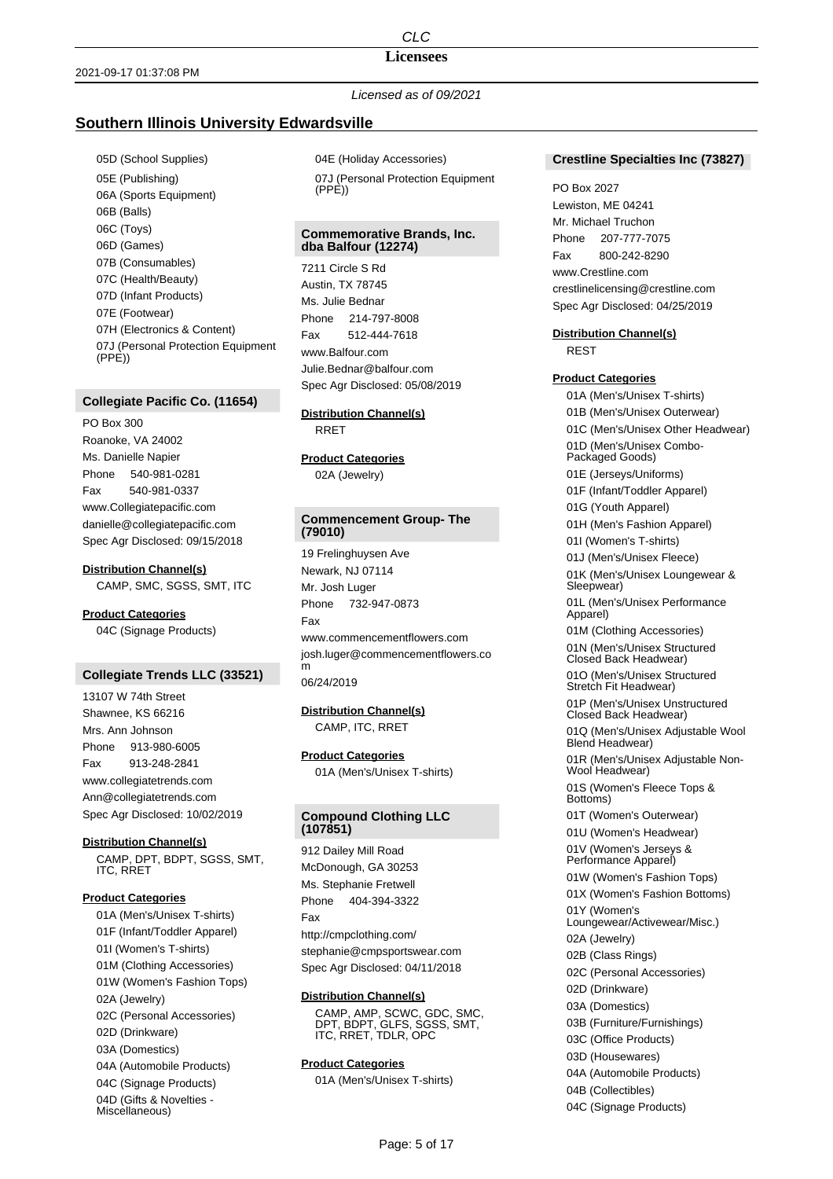# Southern Illinois University Edwardsville

*Licensed as of 09/2021*

- 05D (School Supplies)
- 05E (Publishing)
- 06A (Sports Equipment)
- 06B (Balls)
- 06C (Toys)
- 06D (Games)
- 07B (Consumables)
- 07C (Health/Beauty)
- 07D (Infant Products)
- 07E (Footwear)
- 07H (Electronics & Content)
- 07J (Personal Protection Equipment (PPE))

## Collegiate Pacific Co. (11654)

PO Box 300
Roanoke, VA 24002
Ms. Danielle Napier
Phone 540-981-0281
Fax 540-981-0337
www.Collegiatepacific.com
danielle@collegiatepacific.com
Spec Agr Disclosed: 09/15/2018

**Distribution Channel(s)**

CAMP, SMC, SGSS, SMT, ITC

**Product Categories**

- 04C (Signage Products)

## Collegiate Trends LLC (33521)

13107 W 74th Street
Shawnee, KS 66216
Mrs. Ann Johnson
Phone 913-980-6005
Fax 913-248-2841
www.collegiatetrends.com
Ann@collegiatetrends.com
Spec Agr Disclosed: 10/02/2019

**Distribution Channel(s)**

CAMP, DPT, BDPT, SGSS, SMT, ITC, RRET

**Product Categories**

- 01A (Men's/Unisex T-shirts)
- 01F (Infant/Toddler Apparel)
- 01I (Women's T-shirts)
- 01M (Clothing Accessories)
- 01W (Women's Fashion Tops)
- 02A (Jewelry)
- 02C (Personal Accessories)
- 02D (Drinkware)
- 03A (Domestics)
- 04A (Automobile Products)
- 04C (Signage Products)
- 04D (Gifts & Novelties - Miscellaneous)
- 04E (Holiday Accessories)
- 07J (Personal Protection Equipment (PPE))

## Commemorative Brands, Inc. dba Balfour (12274)

7211 Circle S Rd
Austin, TX 78745
Ms. Julie Bednar
Phone 214-797-8008
Fax 512-444-7618
www.Balfour.com
Julie.Bednar@balfour.com
Spec Agr Disclosed: 05/08/2019

**Distribution Channel(s)**

RRET

**Product Categories**

- 02A (Jewelry)

## Commencement Group- The (79010)

19 Frelinghuysen Ave
Newark, NJ 07114
Mr. Josh Luger
Phone 732-947-0873
Fax
www.commencementflowers.com
josh.luger@commencementflowers.com
06/24/2019

**Distribution Channel(s)**

CAMP, ITC, RRET

**Product Categories**

- 01A (Men's/Unisex T-shirts)

## Compound Clothing LLC (107851)

912 Dailey Mill Road
McDonough, GA 30253
Ms. Stephanie Fretwell
Phone 404-394-3322
Fax
http://cmpclothing.com/
stephanie@cmpsportswear.com
Spec Agr Disclosed: 04/11/2018

**Distribution Channel(s)**

CAMP, AMP, SCWC, GDC, SMC, DPT, BDPT, GLFS, SGSS, SMT, ITC, RRET, TDLR, OPC

**Product Categories**

- 01A (Men's/Unisex T-shirts)

## Crestline Specialties Inc (73827)

PO Box 2027
Lewiston, ME 04241
Mr. Michael Truchon
Phone 207-777-7075
Fax 800-242-8290
www.Crestline.com
crestlinelicensing@crestline.com
Spec Agr Disclosed: 04/25/2019

**Distribution Channel(s)**

REST

**Product Categories**

- 01A (Men's/Unisex T-shirts)
- 01B (Men's/Unisex Outerwear)
- 01C (Men's/Unisex Other Headwear)
- 01D (Men's/Unisex Combo-Packaged Goods)
- 01E (Jerseys/Uniforms)
- 01F (Infant/Toddler Apparel)
- 01G (Youth Apparel)
- 01H (Men's Fashion Apparel)
- 01I (Women's T-shirts)
- 01J (Men's/Unisex Fleece)
- 01K (Men's/Unisex Loungewear & Sleepwear)
- 01L (Men's/Unisex Performance Apparel)
- 01M (Clothing Accessories)
- 01N (Men's/Unisex Structured Closed Back Headwear)
- 01O (Men's/Unisex Structured Stretch Fit Headwear)
- 01P (Men's/Unisex Unstructured Closed Back Headwear)
- 01Q (Men's/Unisex Adjustable Wool Blend Headwear)
- 01R (Men's/Unisex Adjustable Non-Wool Headwear)
- 01S (Women's Fleece Tops & Bottoms)
- 01T (Women's Outerwear)
- 01U (Women's Headwear)
- 01V (Women's Jerseys & Performance Apparel)
- 01W (Women's Fashion Tops)
- 01X (Women's Fashion Bottoms)
- 01Y (Women's Loungewear/Activewear/Misc.)
- 02A (Jewelry)
- 02B (Class Rings)
- 02C (Personal Accessories)
- 02D (Drinkware)
- 03A (Domestics)
- 03B (Furniture/Furnishings)
- 03C (Office Products)
- 03D (Housewares)
- 04A (Automobile Products)
- 04B (Collectibles)
- 04C (Signage Products)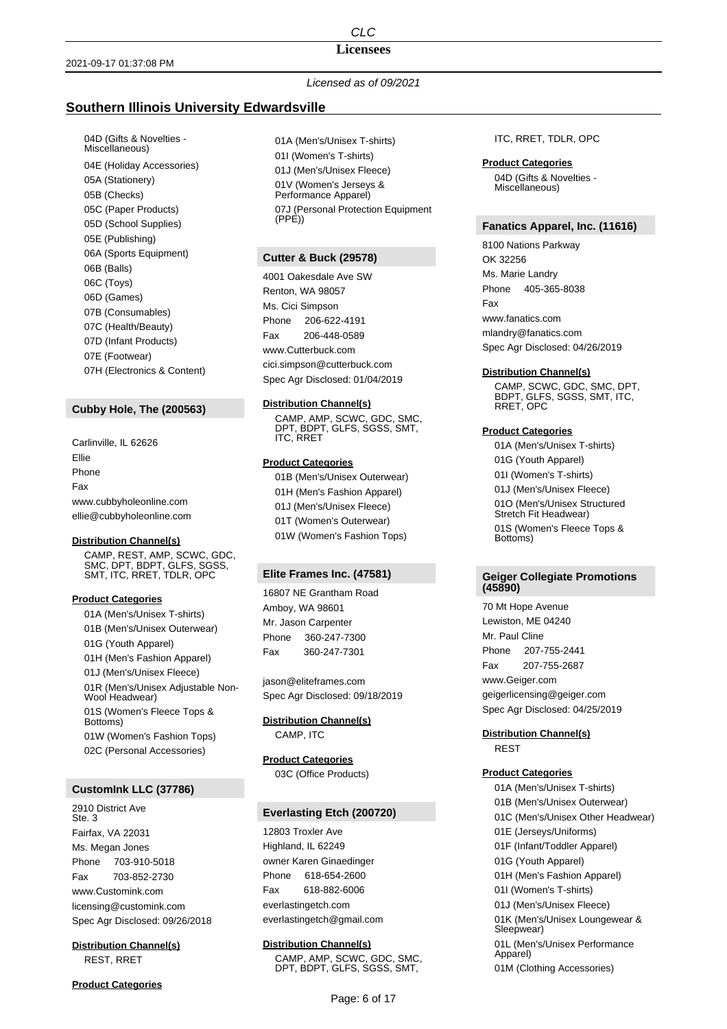*Licensed as of 09/2021*

## Southern Illinois University Edwardsville

04D (Gifts & Novelties - Miscellaneous)
04E (Holiday Accessories)
05A (Stationery)
05B (Checks)
05C (Paper Products)
05D (School Supplies)
05E (Publishing)
06A (Sports Equipment)
06B (Balls)
06C (Toys)
06D (Games)
07B (Consumables)
07C (Health/Beauty)
07D (Infant Products)
07E (Footwear)
07H (Electronics & Content)

### Cubby Hole, The (200563)

Carlinville, IL 62626
Ellie
Phone
Fax
www.cubbyholeonline.com
ellie@cubbyholeonline.com

**Distribution Channel(s)**

CAMP, REST, AMP, SCWC, GDC, SMC, DPT, BDPT, GLFS, SGSS, SMT, ITC, RRET, TDLR, OPC

**Product Categories**

01A (Men's/Unisex T-shirts)
01B (Men's/Unisex Outerwear)
01G (Youth Apparel)
01H (Men's Fashion Apparel)
01J (Men's/Unisex Fleece)
01R (Men's/Unisex Adjustable Non-Wool Headwear)
01S (Women's Fleece Tops & Bottoms)
01W (Women's Fashion Tops)
02C (Personal Accessories)

### CustomInk LLC (37786)

2910 District Ave
Ste. 3
Fairfax, VA 22031
Ms. Megan Jones
Phone 703-910-5018
Fax 703-852-2730
www.Customink.com
licensing@customink.com
Spec Agr Disclosed: 09/26/2018

**Distribution Channel(s)**

REST, RRET

**Product Categories**

01A (Men's/Unisex T-shirts)
01I (Women's T-shirts)
01J (Men's/Unisex Fleece)
01V (Women's Jerseys & Performance Apparel)
07J (Personal Protection Equipment (PPE))

### Cutter & Buck (29578)

4001 Oakesdale Ave SW
Renton, WA 98057
Ms. Cici Simpson
Phone 206-622-4191
Fax 206-448-0589
www.Cutterbuck.com
cici.simpson@cutterbuck.com
Spec Agr Disclosed: 01/04/2019

**Distribution Channel(s)**

CAMP, AMP, SCWC, GDC, SMC, DPT, BDPT, GLFS, SGSS, SMT, ITC, RRET

**Product Categories**

01B (Men's/Unisex Outerwear)
01H (Men's Fashion Apparel)
01J (Men's/Unisex Fleece)
01T (Women's Outerwear)
01W (Women's Fashion Tops)

### Elite Frames Inc. (47581)

16807 NE Grantham Road
Amboy, WA 98601
Mr. Jason Carpenter
Phone 360-247-7300
Fax 360-247-7301

jason@eliteframes.com
Spec Agr Disclosed: 09/18/2019

**Distribution Channel(s)**

CAMP, ITC

**Product Categories**

03C (Office Products)

### Everlasting Etch (200720)

12803 Troxler Ave
Highland, IL 62249
owner Karen Ginaedinger
Phone 618-654-2600
Fax 618-882-6006
everlastingetch.com
everlastingetch@gmail.com

**Distribution Channel(s)**

CAMP, AMP, SCWC, GDC, SMC, DPT, BDPT, GLFS, SGSS, SMT, ITC, RRET, TDLR, OPC

**Product Categories**

04D (Gifts & Novelties - Miscellaneous)

### Fanatics Apparel, Inc. (11616)

8100 Nations Parkway
OK 32256
Ms. Marie Landry
Phone 405-365-8038
Fax
www.fanatics.com
mlandry@fanatics.com
Spec Agr Disclosed: 04/26/2019

**Distribution Channel(s)**

CAMP, SCWC, GDC, SMC, DPT, BDPT, GLFS, SGSS, SMT, ITC, RRET, OPC

**Product Categories**

01A (Men's/Unisex T-shirts)
01G (Youth Apparel)
01I (Women's T-shirts)
01J (Men's/Unisex Fleece)
01O (Men's/Unisex Structured Stretch Fit Headwear)
01S (Women's Fleece Tops & Bottoms)

### Geiger Collegiate Promotions (45890)

70 Mt Hope Avenue
Lewiston, ME 04240
Mr. Paul Cline
Phone 207-755-2441
Fax 207-755-2687
www.Geiger.com
geigerlicensing@geiger.com
Spec Agr Disclosed: 04/25/2019

**Distribution Channel(s)**

REST

**Product Categories**

01A (Men's/Unisex T-shirts)
01B (Men's/Unisex Outerwear)
01C (Men's/Unisex Other Headwear)
01E (Jerseys/Uniforms)
01F (Infant/Toddler Apparel)
01G (Youth Apparel)
01H (Men's Fashion Apparel)
01I (Women's T-shirts)
01J (Men's/Unisex Fleece)
01K (Men's/Unisex Loungewear & Sleepwear)
01L (Men's/Unisex Performance Apparel)
01M (Clothing Accessories)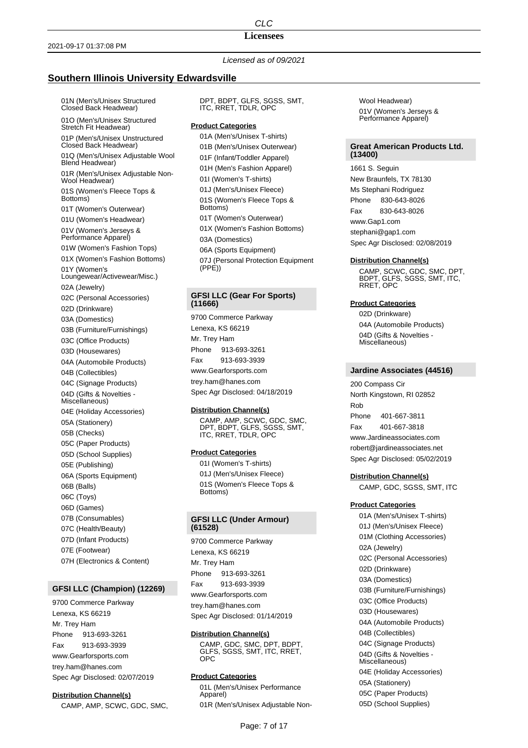*Licensed as of 09/2021*

## Southern Illinois University Edwardsville

- 01N (Men's/Unisex Structured Closed Back Headwear)
- 01O (Men's/Unisex Structured Stretch Fit Headwear)
- 01P (Men's/Unisex Unstructured Closed Back Headwear)
- 01Q (Men's/Unisex Adjustable Wool Blend Headwear)
- 01R (Men's/Unisex Adjustable Non-Wool Headwear)
- 01S (Women's Fleece Tops & Bottoms)
- 01T (Women's Outerwear)
- 01U (Women's Headwear)
- 01V (Women's Jerseys & Performance Apparel)
- 01W (Women's Fashion Tops)
- 01X (Women's Fashion Bottoms)
- 01Y (Women's Loungewear/Activewear/Misc.)
- 02A (Jewelry)
- 02C (Personal Accessories)
- 02D (Drinkware)
- 03A (Domestics)
- 03B (Furniture/Furnishings)
- 03C (Office Products)
- 03D (Housewares)
- 04A (Automobile Products)
- 04B (Collectibles)
- 04C (Signage Products)
- 04D (Gifts & Novelties - Miscellaneous)
- 04E (Holiday Accessories)
- 05A (Stationery)
- 05B (Checks)
- 05C (Paper Products)
- 05D (School Supplies)
- 05E (Publishing)
- 06A (Sports Equipment)
- 06B (Balls)
- 06C (Toys)
- 06D (Games)
- 07B (Consumables)
- 07C (Health/Beauty)
- 07D (Infant Products)
- 07E (Footwear)
- 07H (Electronics & Content)

### GFSI LLC (Champion) (12269)

9700 Commerce Parkway
Lenexa, KS 66219
Mr. Trey Ham
Phone 913-693-3261
Fax 913-693-3939
www.Gearforsports.com
trey.ham@hanes.com
Spec Agr Disclosed: 02/07/2019

**Distribution Channel(s)**

CAMP, AMP, SCWC, GDC, SMC, DPT, BDPT, GLFS, SGSS, SMT, ITC, RRET, TDLR, OPC

**Product Categories**

- 01A (Men's/Unisex T-shirts)
- 01B (Men's/Unisex Outerwear)
- 01F (Infant/Toddler Apparel)
- 01H (Men's Fashion Apparel)
- 01I (Women's T-shirts)
- 01J (Men's/Unisex Fleece)
- 01S (Women's Fleece Tops & Bottoms)
- 01T (Women's Outerwear)
- 01X (Women's Fashion Bottoms)
- 03A (Domestics)
- 06A (Sports Equipment)
- 07J (Personal Protection Equipment (PPE))

### GFSI LLC (Gear For Sports) (11666)

9700 Commerce Parkway
Lenexa, KS 66219
Mr. Trey Ham
Phone 913-693-3261
Fax 913-693-3939
www.Gearforsports.com
trey.ham@hanes.com
Spec Agr Disclosed: 04/18/2019

**Distribution Channel(s)**

CAMP, AMP, SCWC, GDC, SMC, DPT, BDPT, GLFS, SGSS, SMT, ITC, RRET, TDLR, OPC

**Product Categories**

- 01I (Women's T-shirts)
- 01J (Men's/Unisex Fleece)
- 01S (Women's Fleece Tops & Bottoms)

### GFSI LLC (Under Armour) (61528)

9700 Commerce Parkway
Lenexa, KS 66219
Mr. Trey Ham
Phone 913-693-3261
Fax 913-693-3939
www.Gearforsports.com
trey.ham@hanes.com
Spec Agr Disclosed: 01/14/2019

**Distribution Channel(s)**

CAMP, GDC, SMC, DPT, BDPT, GLFS, SGSS, SMT, ITC, RRET, OPC

**Product Categories**

- 01L (Men's/Unisex Performance Apparel)
- 01R (Men's/Unisex Adjustable Non-Wool Headwear)
- 01V (Women's Jerseys & Performance Apparel)

### Great American Products Ltd. (13400)

1661 S. Seguin
New Braunfels, TX 78130
Ms Stephani Rodriguez
Phone 830-643-8026
Fax 830-643-8026
www.Gap1.com
stephani@gap1.com
Spec Agr Disclosed: 02/08/2019

**Distribution Channel(s)**

CAMP, SCWC, GDC, SMC, DPT, BDPT, GLFS, SGSS, SMT, ITC, RRET, OPC

**Product Categories**

- 02D (Drinkware)
- 04A (Automobile Products)
- 04D (Gifts & Novelties - Miscellaneous)

### Jardine Associates (44516)

200 Compass Cir
North Kingstown, RI 02852
Rob
Phone 401-667-3811
Fax 401-667-3818
www.Jardineassociates.com
robert@jardineassociates.net
Spec Agr Disclosed: 05/02/2019

**Distribution Channel(s)**

CAMP, GDC, SGSS, SMT, ITC

**Product Categories**

- 01A (Men's/Unisex T-shirts)
- 01J (Men's/Unisex Fleece)
- 01M (Clothing Accessories)
- 02A (Jewelry)
- 02C (Personal Accessories)
- 02D (Drinkware)
- 03A (Domestics)
- 03B (Furniture/Furnishings)
- 03C (Office Products)
- 03D (Housewares)
- 04A (Automobile Products)
- 04B (Collectibles)
- 04C (Signage Products)
- 04D (Gifts & Novelties - Miscellaneous)
- 04E (Holiday Accessories)
- 05A (Stationery)
- 05C (Paper Products)
- 05D (School Supplies)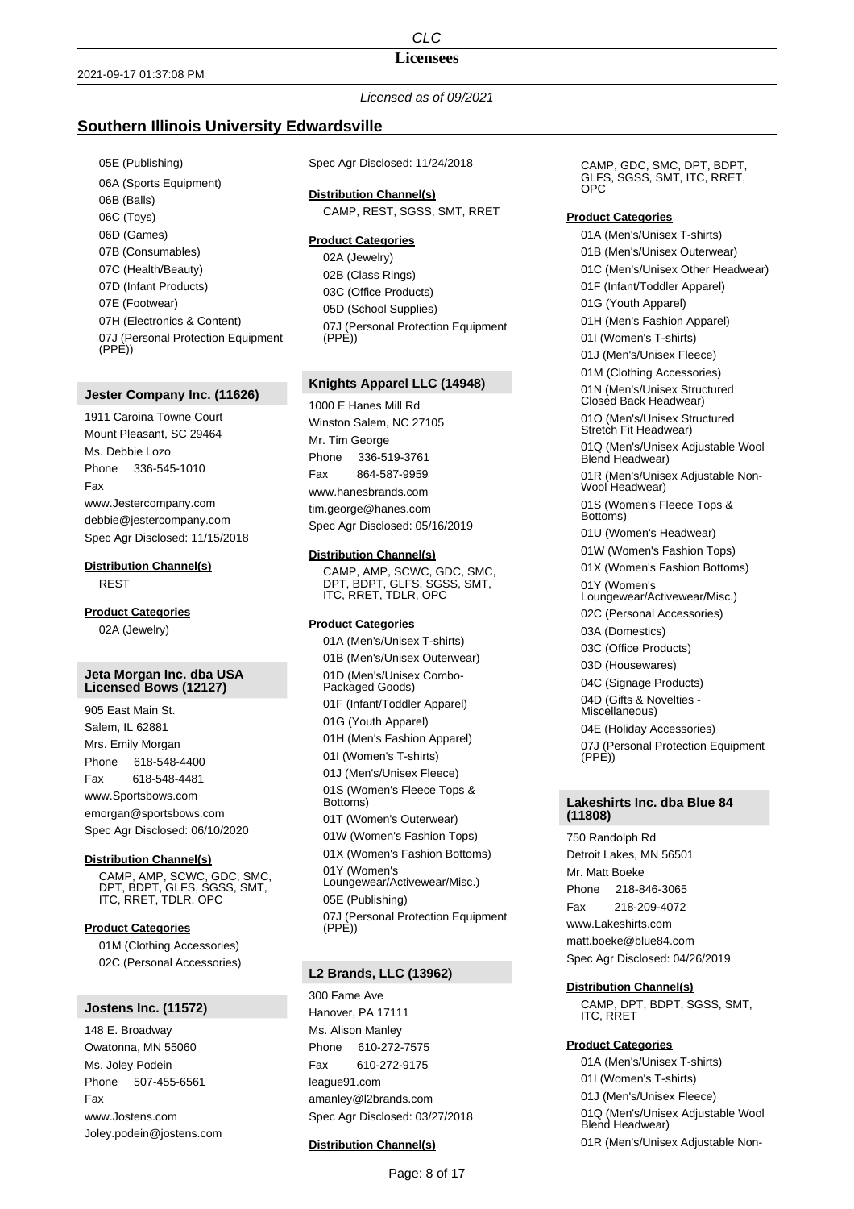*Licensed as of 09/2021*

## Southern Illinois University Edwardsville

- 05E (Publishing)
- 06A (Sports Equipment)
- 06B (Balls)
- 06C (Toys)
- 06D (Games)
- 07B (Consumables)
- 07C (Health/Beauty)
- 07D (Infant Products)
- 07E (Footwear)
- 07H (Electronics & Content)
- 07J (Personal Protection Equipment (PPE))

### Jester Company Inc. (11626)

1911 Caroina Towne Court
Mount Pleasant, SC 29464
Ms. Debbie Lozo
Phone 336-545-1010
Fax
www.Jestercompany.com
debbie@jestercompany.com
Spec Agr Disclosed: 11/15/2018

**Distribution Channel(s)**

REST

**Product Categories**

- 02A (Jewelry)

### Jeta Morgan Inc. dba USA Licensed Bows (12127)

905 East Main St.
Salem, IL 62881
Mrs. Emily Morgan
Phone 618-548-4400
Fax 618-548-4481
www.Sportsbows.com
emorgan@sportsbows.com
Spec Agr Disclosed: 06/10/2020

**Distribution Channel(s)**

CAMP, AMP, SCWC, GDC, SMC, DPT, BDPT, GLFS, SGSS, SMT, ITC, RRET, TDLR, OPC

**Product Categories**

- 01M (Clothing Accessories)
- 02C (Personal Accessories)

### Jostens Inc. (11572)

148 E. Broadway
Owatonna, MN 55060
Ms. Joley Podein
Phone 507-455-6561
Fax
www.Jostens.com
Joley.podein@jostens.com
Spec Agr Disclosed: 11/24/2018

**Distribution Channel(s)**

CAMP, REST, SGSS, SMT, RRET

**Product Categories**

- 02A (Jewelry)
- 02B (Class Rings)
- 03C (Office Products)
- 05D (School Supplies)
- 07J (Personal Protection Equipment (PPE))

### Knights Apparel LLC (14948)

1000 E Hanes Mill Rd
Winston Salem, NC 27105
Mr. Tim George
Phone 336-519-3761
Fax 864-587-9959
www.hanesbrands.com
tim.george@hanes.com
Spec Agr Disclosed: 05/16/2019

**Distribution Channel(s)**

CAMP, AMP, SCWC, GDC, SMC, DPT, BDPT, GLFS, SGSS, SMT, ITC, RRET, TDLR, OPC

**Product Categories**

- 01A (Men's/Unisex T-shirts)
- 01B (Men's/Unisex Outerwear)
- 01D (Men's/Unisex Combo-Packaged Goods)
- 01F (Infant/Toddler Apparel)
- 01G (Youth Apparel)
- 01H (Men's Fashion Apparel)
- 01I (Women's T-shirts)
- 01J (Men's/Unisex Fleece)
- 01S (Women's Fleece Tops & Bottoms)
- 01T (Women's Outerwear)
- 01W (Women's Fashion Tops)
- 01X (Women's Fashion Bottoms)
- 01Y (Women's Loungewear/Activewear/Misc.)
- 05E (Publishing)
- 07J (Personal Protection Equipment (PPE))

### L2 Brands, LLC (13962)

300 Fame Ave
Hanover, PA 17111
Ms. Alison Manley
Phone 610-272-7575
Fax 610-272-9175
league91.com
amanley@l2brands.com
Spec Agr Disclosed: 03/27/2018

**Distribution Channel(s)**

CAMP, GDC, SMC, DPT, BDPT, GLFS, SGSS, SMT, ITC, RRET, OPC

**Product Categories**

- 01A (Men's/Unisex T-shirts)
- 01B (Men's/Unisex Outerwear)
- 01C (Men's/Unisex Other Headwear)
- 01F (Infant/Toddler Apparel)
- 01G (Youth Apparel)
- 01H (Men's Fashion Apparel)
- 01I (Women's T-shirts)
- 01J (Men's/Unisex Fleece)
- 01M (Clothing Accessories)
- 01N (Men's/Unisex Structured Closed Back Headwear)
- 01O (Men's/Unisex Structured Stretch Fit Headwear)
- 01Q (Men's/Unisex Adjustable Wool Blend Headwear)
- 01R (Men's/Unisex Adjustable Non-Wool Headwear)
- 01S (Women's Fleece Tops & Bottoms)
- 01U (Women's Headwear)
- 01W (Women's Fashion Tops)
- 01X (Women's Fashion Bottoms)
- 01Y (Women's Loungewear/Activewear/Misc.)
- 02C (Personal Accessories)
- 03A (Domestics)
- 03C (Office Products)
- 03D (Housewares)
- 04C (Signage Products)
- 04D (Gifts & Novelties - Miscellaneous)
- 04E (Holiday Accessories)
- 07J (Personal Protection Equipment (PPE))

### Lakeshirts Inc. dba Blue 84 (11808)

750 Randolph Rd
Detroit Lakes, MN 56501
Mr. Matt Boeke
Phone 218-846-3065
Fax 218-209-4072
www.Lakeshirts.com
matt.boeke@blue84.com
Spec Agr Disclosed: 04/26/2019

**Distribution Channel(s)**

CAMP, DPT, BDPT, SGSS, SMT, ITC, RRET

**Product Categories**

- 01A (Men's/Unisex T-shirts)
- 01I (Women's T-shirts)
- 01J (Men's/Unisex Fleece)
- 01Q (Men's/Unisex Adjustable Wool Blend Headwear)
- 01R (Men's/Unisex Adjustable Non-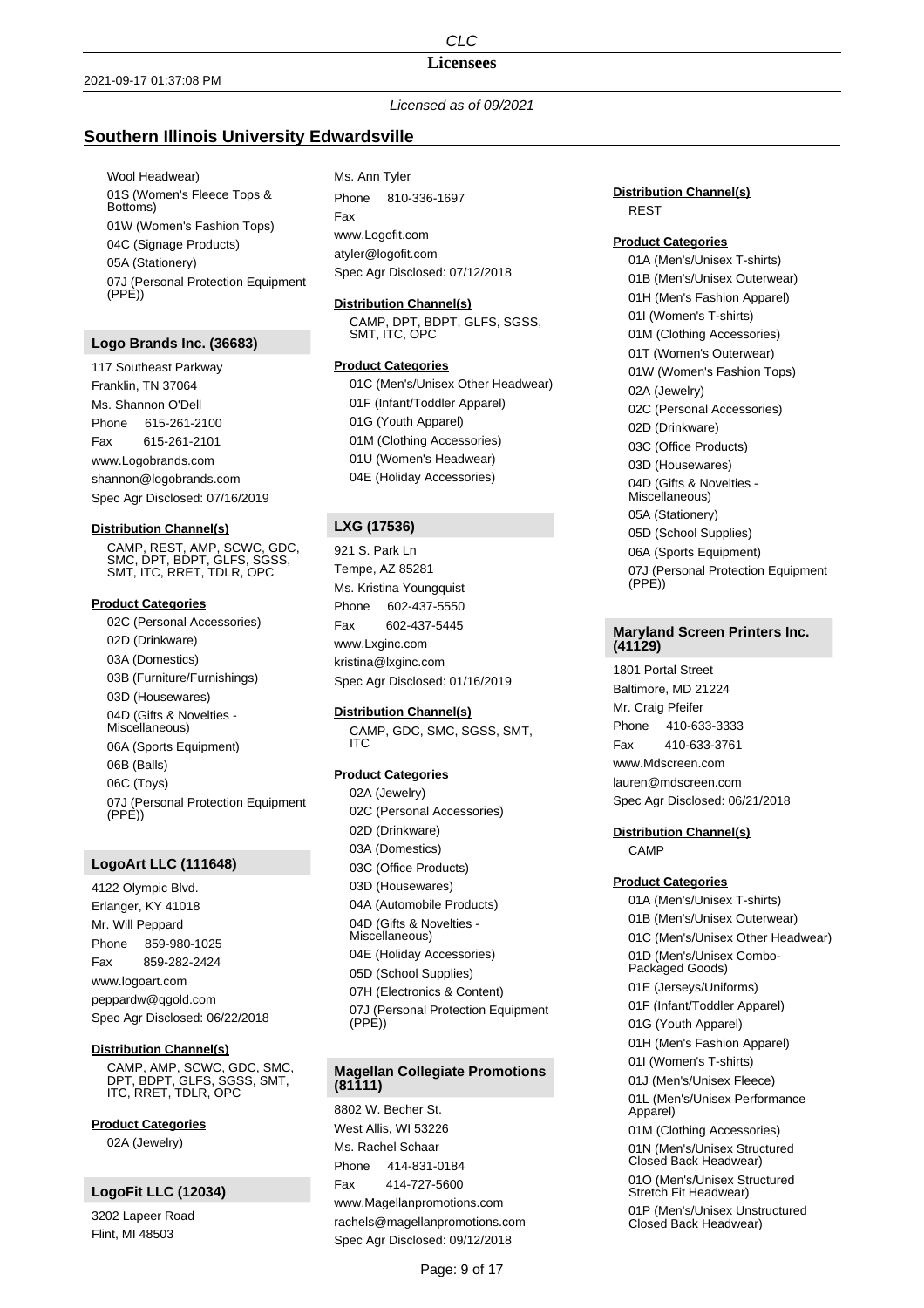*Licensed as of 09/2021*

## Southern Illinois University Edwardsville

Wool Headwear)
01S (Women's Fleece Tops & Bottoms)
01W (Women's Fashion Tops)
04C (Signage Products)
05A (Stationery)
07J (Personal Protection Equipment (PPE))

### Logo Brands Inc. (36683)

117 Southeast Parkway
Franklin, TN 37064
Ms. Shannon O'Dell
Phone 615-261-2100
Fax 615-261-2101
www.Logobrands.com
shannon@logobrands.com
Spec Agr Disclosed: 07/16/2019

**Distribution Channel(s)**

CAMP, REST, AMP, SCWC, GDC, SMC, DPT, BDPT, GLFS, SGSS, SMT, ITC, RRET, TDLR, OPC

**Product Categories**

02C (Personal Accessories)
02D (Drinkware)
03A (Domestics)
03B (Furniture/Furnishings)
03D (Housewares)
04D (Gifts & Novelties - Miscellaneous)
06A (Sports Equipment)
06B (Balls)
06C (Toys)
07J (Personal Protection Equipment (PPE))

### LogoArt LLC (111648)

4122 Olympic Blvd.
Erlanger, KY 41018
Mr. Will Peppard
Phone 859-980-1025
Fax 859-282-2424
www.logoart.com
peppardw@qgold.com
Spec Agr Disclosed: 06/22/2018

**Distribution Channel(s)**

CAMP, AMP, SCWC, GDC, SMC, DPT, BDPT, GLFS, SGSS, SMT, ITC, RRET, TDLR, OPC

**Product Categories**

02A (Jewelry)

### LogoFit LLC (12034)

3202 Lapeer Road
Flint, MI 48503
Ms. Ann Tyler
Phone 810-336-1697
Fax
www.Logofit.com
atyler@logofit.com
Spec Agr Disclosed: 07/12/2018

**Distribution Channel(s)**

CAMP, DPT, BDPT, GLFS, SGSS, SMT, ITC, OPC

**Product Categories**

01C (Men's/Unisex Other Headwear)
01F (Infant/Toddler Apparel)
01G (Youth Apparel)
01M (Clothing Accessories)
01U (Women's Headwear)
04E (Holiday Accessories)

### LXG (17536)

921 S. Park Ln
Tempe, AZ 85281
Ms. Kristina Youngquist
Phone 602-437-5550
Fax 602-437-5445
www.Lxginc.com
kristina@lxginc.com
Spec Agr Disclosed: 01/16/2019

**Distribution Channel(s)**

CAMP, GDC, SMC, SGSS, SMT, ITC

**Product Categories**

02A (Jewelry)
02C (Personal Accessories)
02D (Drinkware)
03A (Domestics)
03C (Office Products)
03D (Housewares)
04A (Automobile Products)
04D (Gifts & Novelties - Miscellaneous)
04E (Holiday Accessories)
05D (School Supplies)
07H (Electronics & Content)
07J (Personal Protection Equipment (PPE))

### Magellan Collegiate Promotions (81111)

8802 W. Becher St.
West Allis, WI 53226
Ms. Rachel Schaar
Phone 414-831-0184
Fax 414-727-5600
www.Magellanpromotions.com
rachels@magellanpromotions.com
Spec Agr Disclosed: 09/12/2018

**Distribution Channel(s)**

REST

**Product Categories**

01A (Men's/Unisex T-shirts)
01B (Men's/Unisex Outerwear)
01H (Men's Fashion Apparel)
01I (Women's T-shirts)
01M (Clothing Accessories)
01T (Women's Outerwear)
01W (Women's Fashion Tops)
02A (Jewelry)
02C (Personal Accessories)
02D (Drinkware)
03C (Office Products)
03D (Housewares)
04D (Gifts & Novelties - Miscellaneous)
05A (Stationery)
05D (School Supplies)
06A (Sports Equipment)
07J (Personal Protection Equipment (PPE))

### Maryland Screen Printers Inc. (41129)

1801 Portal Street
Baltimore, MD 21224
Mr. Craig Pfeifer
Phone 410-633-3333
Fax 410-633-3761
www.Mdscreen.com
lauren@mdscreen.com
Spec Agr Disclosed: 06/21/2018

**Distribution Channel(s)**

CAMP

**Product Categories**

01A (Men's/Unisex T-shirts)
01B (Men's/Unisex Outerwear)
01C (Men's/Unisex Other Headwear)
01D (Men's/Unisex Combo-Packaged Goods)
01E (Jerseys/Uniforms)
01F (Infant/Toddler Apparel)
01G (Youth Apparel)
01H (Men's Fashion Apparel)
01I (Women's T-shirts)
01J (Men's/Unisex Fleece)
01L (Men's/Unisex Performance Apparel)
01M (Clothing Accessories)
01N (Men's/Unisex Structured Closed Back Headwear)
01O (Men's/Unisex Structured Stretch Fit Headwear)
01P (Men's/Unisex Unstructured Closed Back Headwear)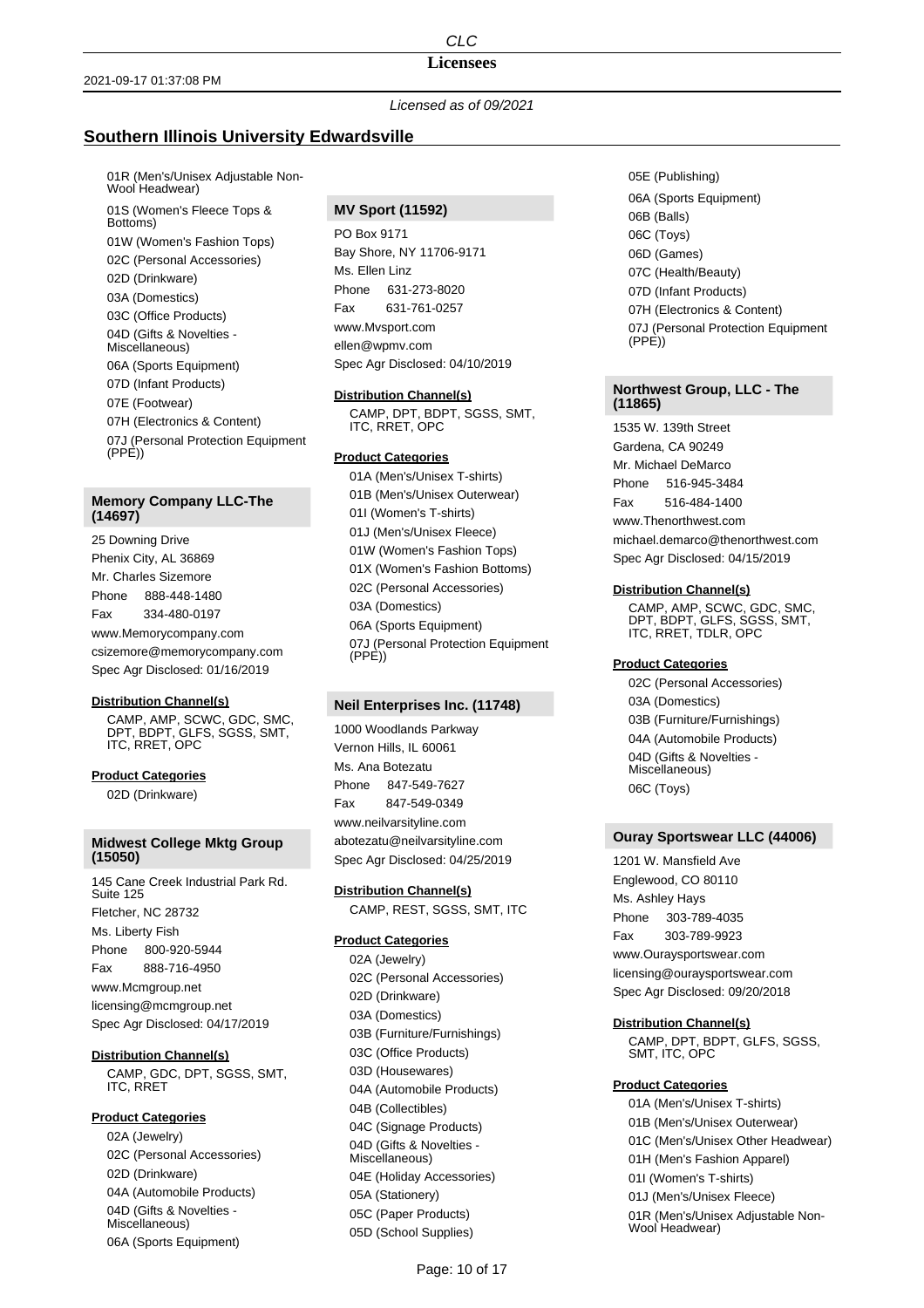*Licensed as of 09/2021*

## Southern Illinois University Edwardsville

- 01R (Men's/Unisex Adjustable Non-Wool Headwear)
- 01S (Women's Fleece Tops & Bottoms)
- 01W (Women's Fashion Tops)
- 02C (Personal Accessories)
- 02D (Drinkware)
- 03A (Domestics)
- 03C (Office Products)
- 04D (Gifts & Novelties - Miscellaneous)
- 06A (Sports Equipment)
- 07D (Infant Products)
- 07E (Footwear)
- 07H (Electronics & Content)
- 07J (Personal Protection Equipment (PPE))

### Memory Company LLC-The (14697)

25 Downing Drive
Phenix City, AL 36869
Mr. Charles Sizemore
Phone 888-448-1480
Fax 334-480-0197
www.Memorycompany.com
csizemore@memorycompany.com
Spec Agr Disclosed: 01/16/2019

**Distribution Channel(s)**

CAMP, AMP, SCWC, GDC, SMC, DPT, BDPT, GLFS, SGSS, SMT, ITC, RRET, OPC

**Product Categories**

- 02D (Drinkware)

### Midwest College Mktg Group (15050)

145 Cane Creek Industrial Park Rd. Suite 125
Fletcher, NC 28732
Ms. Liberty Fish
Phone 800-920-5944
Fax 888-716-4950
www.Mcmgroup.net
licensing@mcmgroup.net
Spec Agr Disclosed: 04/17/2019

**Distribution Channel(s)**

CAMP, GDC, DPT, SGSS, SMT, ITC, RRET

**Product Categories**

- 02A (Jewelry)
- 02C (Personal Accessories)
- 02D (Drinkware)
- 04A (Automobile Products)
- 04D (Gifts & Novelties - Miscellaneous)
- 06A (Sports Equipment)

### MV Sport (11592)

PO Box 9171
Bay Shore, NY 11706-9171
Ms. Ellen Linz
Phone 631-273-8020
Fax 631-761-0257
www.Mvsport.com
ellen@wpmv.com
Spec Agr Disclosed: 04/10/2019

**Distribution Channel(s)**

CAMP, DPT, BDPT, SGSS, SMT, ITC, RRET, OPC

**Product Categories**

- 01A (Men's/Unisex T-shirts)
- 01B (Men's/Unisex Outerwear)
- 01I (Women's T-shirts)
- 01J (Men's/Unisex Fleece)
- 01W (Women's Fashion Tops)
- 01X (Women's Fashion Bottoms)
- 02C (Personal Accessories)
- 03A (Domestics)
- 06A (Sports Equipment)
- 07J (Personal Protection Equipment (PPE))

### Neil Enterprises Inc. (11748)

1000 Woodlands Parkway
Vernon Hills, IL 60061
Ms. Ana Botezatu
Phone 847-549-7627
Fax 847-549-0349
www.neilvarsityline.com
abotezatu@neilvarsityline.com
Spec Agr Disclosed: 04/25/2019

**Distribution Channel(s)**

CAMP, REST, SGSS, SMT, ITC

**Product Categories**

- 02A (Jewelry)
- 02C (Personal Accessories)
- 02D (Drinkware)
- 03A (Domestics)
- 03B (Furniture/Furnishings)
- 03C (Office Products)
- 03D (Housewares)
- 04A (Automobile Products)
- 04B (Collectibles)
- 04C (Signage Products)
- 04D (Gifts & Novelties - Miscellaneous)
- 04E (Holiday Accessories)
- 05A (Stationery)
- 05C (Paper Products)
- 05D (School Supplies)
- 05E (Publishing)
- 06A (Sports Equipment)
- 06B (Balls)
- 06C (Toys)
- 06D (Games)
- 07C (Health/Beauty)
- 07D (Infant Products)
- 07H (Electronics & Content)
- 07J (Personal Protection Equipment (PPE))

### Northwest Group, LLC - The (11865)

1535 W. 139th Street
Gardena, CA 90249
Mr. Michael DeMarco
Phone 516-945-3484
Fax 516-484-1400
www.Thenorthwest.com
michael.demarco@thenorthwest.com
Spec Agr Disclosed: 04/15/2019

**Distribution Channel(s)**

CAMP, AMP, SCWC, GDC, SMC, DPT, BDPT, GLFS, SGSS, SMT, ITC, RRET, TDLR, OPC

**Product Categories**

- 02C (Personal Accessories)
- 03A (Domestics)
- 03B (Furniture/Furnishings)
- 04A (Automobile Products)
- 04D (Gifts & Novelties - Miscellaneous)
- 06C (Toys)

### Ouray Sportswear LLC (44006)

1201 W. Mansfield Ave
Englewood, CO 80110
Ms. Ashley Hays
Phone 303-789-4035
Fax 303-789-9923
www.Ouraysportswear.com
licensing@ouraysportswear.com
Spec Agr Disclosed: 09/20/2018

**Distribution Channel(s)**

CAMP, DPT, BDPT, GLFS, SGSS, SMT, ITC, OPC

**Product Categories**

- 01A (Men's/Unisex T-shirts)
- 01B (Men's/Unisex Outerwear)
- 01C (Men's/Unisex Other Headwear)
- 01H (Men's Fashion Apparel)
- 01I (Women's T-shirts)
- 01J (Men's/Unisex Fleece)
- 01R (Men's/Unisex Adjustable Non-Wool Headwear)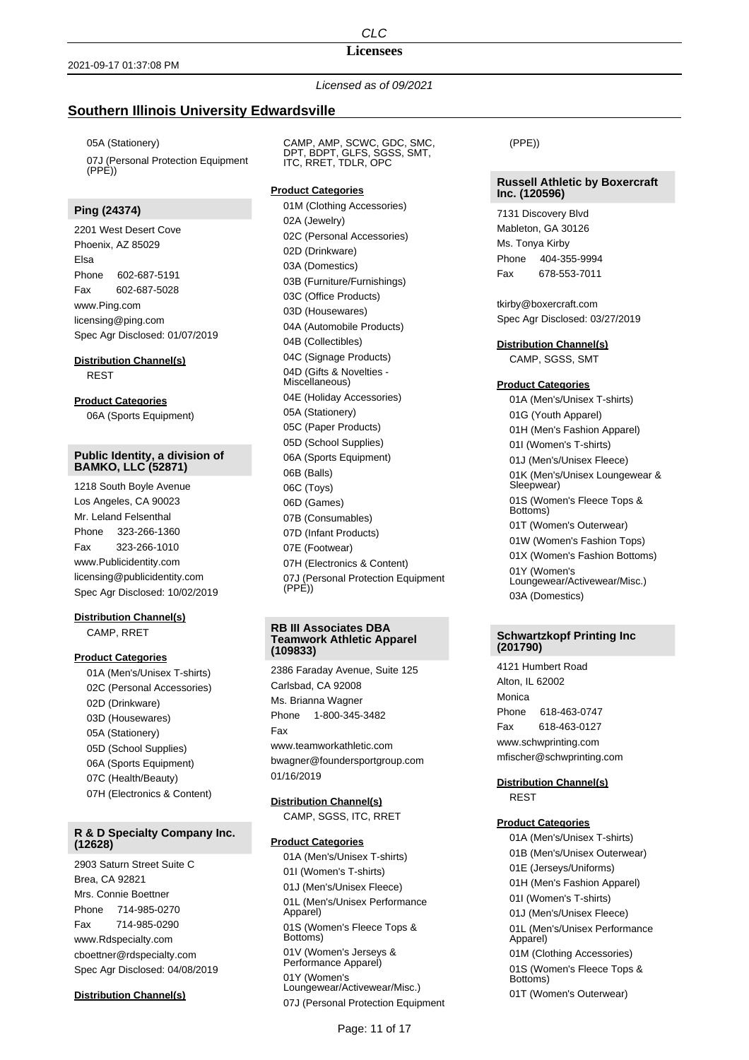*Licensed as of 09/2021*

## Southern Illinois University Edwardsville

05A (Stationery)

07J (Personal Protection Equipment (PPE))

### Ping (24374)

2201 West Desert Cove
Phoenix, AZ 85029
Elsa
Phone 602-687-5191
Fax 602-687-5028
www.Ping.com
licensing@ping.com
Spec Agr Disclosed: 01/07/2019

**Distribution Channel(s)**

REST

**Product Categories**

06A (Sports Equipment)

### Public Identity, a division of BAMKO, LLC (52871)

1218 South Boyle Avenue
Los Angeles, CA 90023
Mr. Leland Felsenthal
Phone 323-266-1360
Fax 323-266-1010
www.Publicidentity.com
licensing@publicidentity.com
Spec Agr Disclosed: 10/02/2019

**Distribution Channel(s)**

CAMP, RRET

**Product Categories**

01A (Men's/Unisex T-shirts)
02C (Personal Accessories)
02D (Drinkware)
03D (Housewares)
05A (Stationery)
05D (School Supplies)
06A (Sports Equipment)
07C (Health/Beauty)
07H (Electronics & Content)

### R & D Specialty Company Inc. (12628)

2903 Saturn Street Suite C
Brea, CA 92821
Mrs. Connie Boettner
Phone 714-985-0270
Fax 714-985-0290
www.Rdspecialty.com
cboettner@rdspecialty.com
Spec Agr Disclosed: 04/08/2019

**Distribution Channel(s)**

CAMP, AMP, SCWC, GDC, SMC, DPT, BDPT, GLFS, SGSS, SMT, ITC, RRET, TDLR, OPC

**Product Categories**

01M (Clothing Accessories)
02A (Jewelry)
02C (Personal Accessories)
02D (Drinkware)
03A (Domestics)
03B (Furniture/Furnishings)
03C (Office Products)
03D (Housewares)
04A (Automobile Products)
04B (Collectibles)
04C (Signage Products)
04D (Gifts & Novelties - Miscellaneous)
04E (Holiday Accessories)
05A (Stationery)
05C (Paper Products)
05D (School Supplies)
06A (Sports Equipment)
06B (Balls)
06C (Toys)
06D (Games)
07B (Consumables)
07D (Infant Products)
07E (Footwear)
07H (Electronics & Content)
07J (Personal Protection Equipment (PPE))

### RB III Associates DBA Teamwork Athletic Apparel (109833)

2386 Faraday Avenue, Suite 125
Carlsbad, CA 92008
Ms. Brianna Wagner
Phone 1-800-345-3482
Fax
www.teamworkathletic.com
bwagner@foundersportgroup.com
01/16/2019

**Distribution Channel(s)**

CAMP, SGSS, ITC, RRET

**Product Categories**

01A (Men's/Unisex T-shirts)
01I (Women's T-shirts)
01J (Men's/Unisex Fleece)
01L (Men's/Unisex Performance Apparel)
01S (Women's Fleece Tops & Bottoms)
01V (Women's Jerseys & Performance Apparel)
01Y (Women's Loungewear/Activewear/Misc.)
07J (Personal Protection Equipment (PPE))

### Russell Athletic by Boxercraft Inc. (120596)

7131 Discovery Blvd
Mableton, GA 30126
Ms. Tonya Kirby
Phone 404-355-9994
Fax 678-553-7011

tkirby@boxercraft.com
Spec Agr Disclosed: 03/27/2019

**Distribution Channel(s)**

CAMP, SGSS, SMT

**Product Categories**

01A (Men's/Unisex T-shirts)
01G (Youth Apparel)
01H (Men's Fashion Apparel)
01I (Women's T-shirts)
01J (Men's/Unisex Fleece)
01K (Men's/Unisex Loungewear & Sleepwear)
01S (Women's Fleece Tops & Bottoms)
01T (Women's Outerwear)
01W (Women's Fashion Tops)
01X (Women's Fashion Bottoms)
01Y (Women's Loungewear/Activewear/Misc.)
03A (Domestics)

### Schwartzkopf Printing Inc (201790)

4121 Humbert Road
Alton, IL 62002
Monica
Phone 618-463-0747
Fax 618-463-0127
www.schwprinting.com
mfischer@schwprinting.com

**Distribution Channel(s)**

REST

**Product Categories**

01A (Men's/Unisex T-shirts)
01B (Men's/Unisex Outerwear)
01E (Jerseys/Uniforms)
01H (Men's Fashion Apparel)
01I (Women's T-shirts)
01J (Men's/Unisex Fleece)
01L (Men's/Unisex Performance Apparel)
01M (Clothing Accessories)
01S (Women's Fleece Tops & Bottoms)
01T (Women's Outerwear)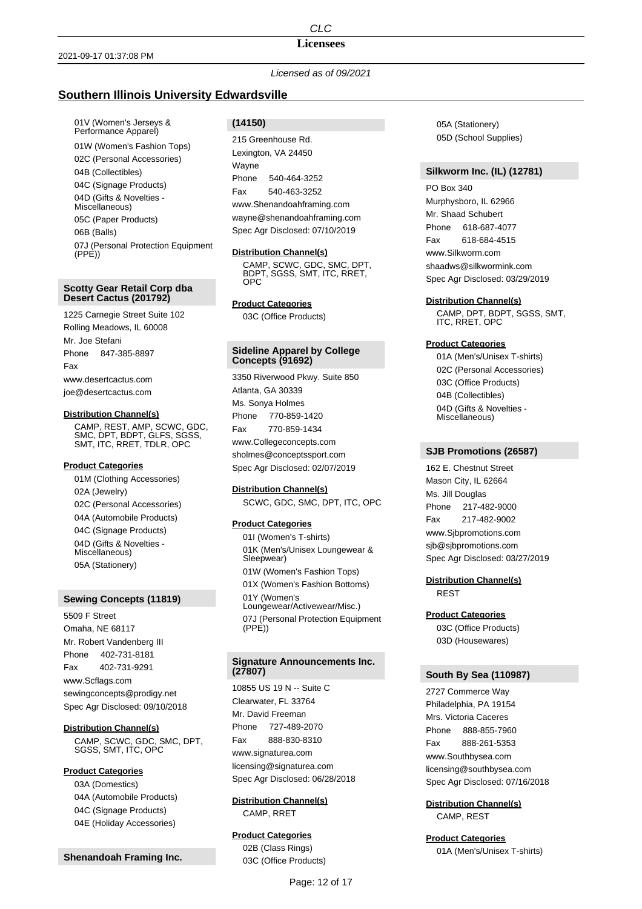*Licensed as of 09/2021*

## Southern Illinois University Edwardsville

01V (Women's Jerseys & Performance Apparel)
01W (Women's Fashion Tops)
02C (Personal Accessories)
04B (Collectibles)
04C (Signage Products)
04D (Gifts & Novelties - Miscellaneous)
05C (Paper Products)
06B (Balls)
07J (Personal Protection Equipment (PPE))

### Scotty Gear Retail Corp dba Desert Cactus (201792)

1225 Carnegie Street Suite 102
Rolling Meadows, IL 60008
Mr. Joe Stefani
Phone 847-385-8897
Fax
www.desertcactus.com
joe@desertcactus.com

**Distribution Channel(s)**

CAMP, REST, AMP, SCWC, GDC, SMC, DPT, BDPT, GLFS, SGSS, SMT, ITC, RRET, TDLR, OPC

**Product Categories**

01M (Clothing Accessories)
02A (Jewelry)
02C (Personal Accessories)
04A (Automobile Products)
04C (Signage Products)
04D (Gifts & Novelties - Miscellaneous)
05A (Stationery)

### Sewing Concepts (11819)

5509 F Street
Omaha, NE 68117
Mr. Robert Vandenberg III
Phone 402-731-8181
Fax 402-731-9291
www.Scflags.com
sewingconcepts@prodigy.net
Spec Agr Disclosed: 09/10/2018

**Distribution Channel(s)**

CAMP, SCWC, GDC, SMC, DPT, SGSS, SMT, ITC, OPC

**Product Categories**

03A (Domestics)
04A (Automobile Products)
04C (Signage Products)
04E (Holiday Accessories)

### Shenandoah Framing Inc. (14150)

215 Greenhouse Rd.
Lexington, VA 24450
Wayne
Phone 540-464-3252
Fax 540-463-3252
www.Shenandoahframing.com
wayne@shenandoahframing.com
Spec Agr Disclosed: 07/10/2019

**Distribution Channel(s)**

CAMP, SCWC, GDC, SMC, DPT, BDPT, SGSS, SMT, ITC, RRET, OPC

**Product Categories**

03C (Office Products)

### Sideline Apparel by College Concepts (91692)

3350 Riverwood Pkwy. Suite 850
Atlanta, GA 30339
Ms. Sonya Holmes
Phone 770-859-1420
Fax 770-859-1434
www.Collegeconcepts.com
sholmes@conceptssport.com
Spec Agr Disclosed: 02/07/2019

**Distribution Channel(s)**

SCWC, GDC, SMC, DPT, ITC, OPC

**Product Categories**

01I (Women's T-shirts)
01K (Men's/Unisex Loungewear & Sleepwear)
01W (Women's Fashion Tops)
01X (Women's Fashion Bottoms)
01Y (Women's Loungewear/Activewear/Misc.)
07J (Personal Protection Equipment (PPE))

### Signature Announcements Inc. (27807)

10855 US 19 N -- Suite C
Clearwater, FL 33764
Mr. David Freeman
Phone 727-489-2070
Fax 888-830-8310
www.signaturea.com
licensing@signaturea.com
Spec Agr Disclosed: 06/28/2018

**Distribution Channel(s)**

CAMP, RRET

**Product Categories**

02B (Class Rings)
03C (Office Products)
05A (Stationery)
05D (School Supplies)

### Silkworm Inc. (IL) (12781)

PO Box 340
Murphysboro, IL 62966
Mr. Shaad Schubert
Phone 618-687-4077
Fax 618-684-4515
www.Silkworm.com
shaadws@silkwormink.com
Spec Agr Disclosed: 03/29/2019

**Distribution Channel(s)**

CAMP, DPT, BDPT, SGSS, SMT, ITC, RRET, OPC

**Product Categories**

01A (Men's/Unisex T-shirts)
02C (Personal Accessories)
03C (Office Products)
04B (Collectibles)
04D (Gifts & Novelties - Miscellaneous)

### SJB Promotions (26587)

162 E. Chestnut Street
Mason City, IL 62664
Ms. Jill Douglas
Phone 217-482-9000
Fax 217-482-9002
www.Sjbpromotions.com
sjb@sjbpromotions.com
Spec Agr Disclosed: 03/27/2019

**Distribution Channel(s)**

REST

**Product Categories**

03C (Office Products)
03D (Housewares)

### South By Sea (110987)

2727 Commerce Way
Philadelphia, PA 19154
Mrs. Victoria Caceres
Phone 888-855-7960
Fax 888-261-5353
www.Southbysea.com
licensing@southbysea.com
Spec Agr Disclosed: 07/16/2018

**Distribution Channel(s)**

CAMP, REST

**Product Categories**

01A (Men's/Unisex T-shirts)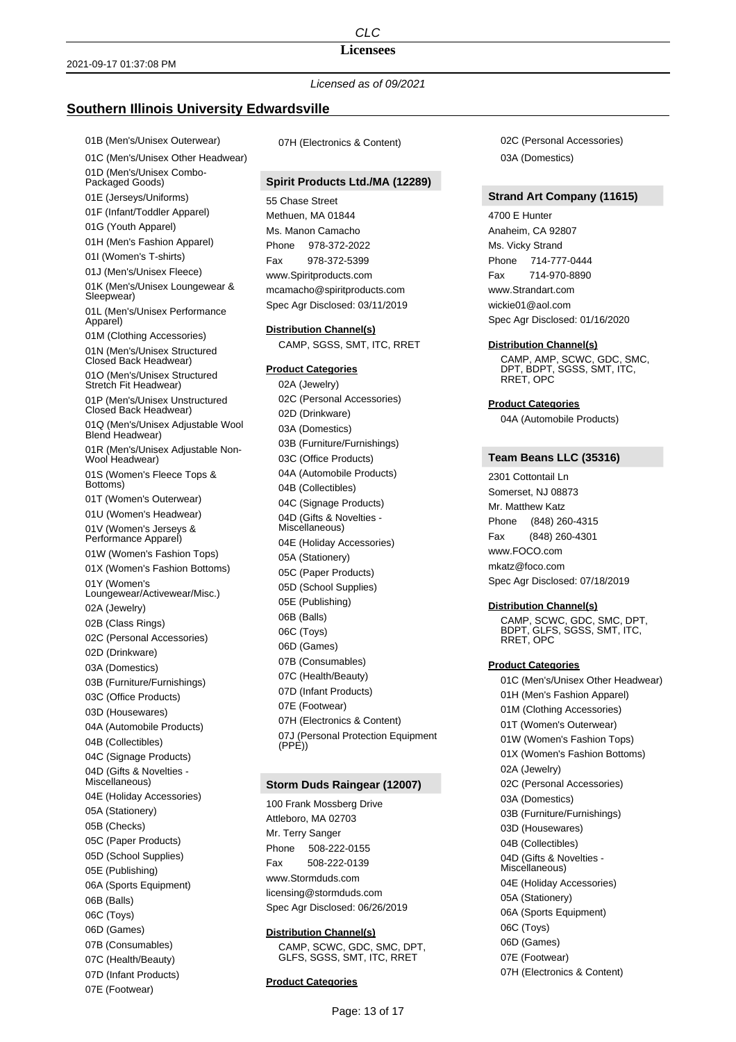Licensed as of 09/2021

## Southern Illinois University Edwardsville

- 01B (Men's/Unisex Outerwear)
- 01C (Men's/Unisex Other Headwear)
- 01D (Men's/Unisex Combo-Packaged Goods)
- 01E (Jerseys/Uniforms)
- 01F (Infant/Toddler Apparel)
- 01G (Youth Apparel)
- 01H (Men's Fashion Apparel)
- 01I (Women's T-shirts)
- 01J (Men's/Unisex Fleece)
- 01K (Men's/Unisex Loungewear & Sleepwear)
- 01L (Men's/Unisex Performance Apparel)
- 01M (Clothing Accessories)
- 01N (Men's/Unisex Structured Closed Back Headwear)
- 01O (Men's/Unisex Structured Stretch Fit Headwear)
- 01P (Men's/Unisex Unstructured Closed Back Headwear)
- 01Q (Men's/Unisex Adjustable Wool Blend Headwear)
- 01R (Men's/Unisex Adjustable Non-Wool Headwear)
- 01S (Women's Fleece Tops & Bottoms)
- 01T (Women's Outerwear)
- 01U (Women's Headwear)
- 01V (Women's Jerseys & Performance Apparel)
- 01W (Women's Fashion Tops)
- 01X (Women's Fashion Bottoms)
- 01Y (Women's Loungewear/Activewear/Misc.)
- 02A (Jewelry)
- 02B (Class Rings)
- 02C (Personal Accessories)
- 02D (Drinkware)
- 03A (Domestics)
- 03B (Furniture/Furnishings)
- 03C (Office Products)
- 03D (Housewares)
- 04A (Automobile Products)
- 04B (Collectibles)
- 04C (Signage Products)
- 04D (Gifts & Novelties - Miscellaneous)
- 04E (Holiday Accessories)
- 05A (Stationery)
- 05B (Checks)
- 05C (Paper Products)
- 05D (School Supplies)
- 05E (Publishing)
- 06A (Sports Equipment)
- 06B (Balls)
- 06C (Toys)
- 06D (Games)
- 07B (Consumables)
- 07C (Health/Beauty)
- 07D (Infant Products)
- 07E (Footwear)
- 07H (Electronics & Content)

### Spirit Products Ltd./MA (12289)

55 Chase Street
Methuen, MA 01844
Ms. Manon Camacho
Phone 978-372-2022
Fax 978-372-5399
www.Spiritproducts.com
mcamacho@spiritproducts.com
Spec Agr Disclosed: 03/11/2019

**Distribution Channel(s)**

CAMP, SGSS, SMT, ITC, RRET

**Product Categories**

- 02A (Jewelry)
- 02C (Personal Accessories)
- 02D (Drinkware)
- 03A (Domestics)
- 03B (Furniture/Furnishings)
- 03C (Office Products)
- 04A (Automobile Products)
- 04B (Collectibles)
- 04C (Signage Products)
- 04D (Gifts & Novelties - Miscellaneous)
- 04E (Holiday Accessories)
- 05A (Stationery)
- 05C (Paper Products)
- 05D (School Supplies)
- 05E (Publishing)
- 06B (Balls)
- 06C (Toys)
- 06D (Games)
- 07B (Consumables)
- 07C (Health/Beauty)
- 07D (Infant Products)
- 07E (Footwear)
- 07H (Electronics & Content)
- 07J (Personal Protection Equipment (PPE))

### Storm Duds Raingear (12007)

100 Frank Mossberg Drive
Attleboro, MA 02703
Mr. Terry Sanger
Phone 508-222-0155
Fax 508-222-0139
www.Stormduds.com
licensing@stormduds.com
Spec Agr Disclosed: 06/26/2019

**Distribution Channel(s)**

CAMP, SCWC, GDC, SMC, DPT, GLFS, SGSS, SMT, ITC, RRET

**Product Categories**

- 02C (Personal Accessories)
- 03A (Domestics)

### Strand Art Company (11615)

4700 E Hunter
Anaheim, CA 92807
Ms. Vicky Strand
Phone 714-777-0444
Fax 714-970-8890
www.Strandart.com
wickie01@aol.com
Spec Agr Disclosed: 01/16/2020

**Distribution Channel(s)**

CAMP, AMP, SCWC, GDC, SMC, DPT, BDPT, SGSS, SMT, ITC, RRET, OPC

**Product Categories**

- 04A (Automobile Products)

### Team Beans LLC (35316)

2301 Cottontail Ln
Somerset, NJ 08873
Mr. Matthew Katz
Phone (848) 260-4315
Fax (848) 260-4301
www.FOCO.com
mkatz@foco.com
Spec Agr Disclosed: 07/18/2019

**Distribution Channel(s)**

CAMP, SCWC, GDC, SMC, DPT, BDPT, GLFS, SGSS, SMT, ITC, RRET, OPC

**Product Categories**

- 01C (Men's/Unisex Other Headwear)
- 01H (Men's Fashion Apparel)
- 01M (Clothing Accessories)
- 01T (Women's Outerwear)
- 01W (Women's Fashion Tops)
- 01X (Women's Fashion Bottoms)
- 02A (Jewelry)
- 02C (Personal Accessories)
- 03A (Domestics)
- 03B (Furniture/Furnishings)
- 03D (Housewares)
- 04B (Collectibles)
- 04D (Gifts & Novelties - Miscellaneous)
- 04E (Holiday Accessories)
- 05A (Stationery)
- 06A (Sports Equipment)
- 06C (Toys)
- 06D (Games)
- 07E (Footwear)
- 07H (Electronics & Content)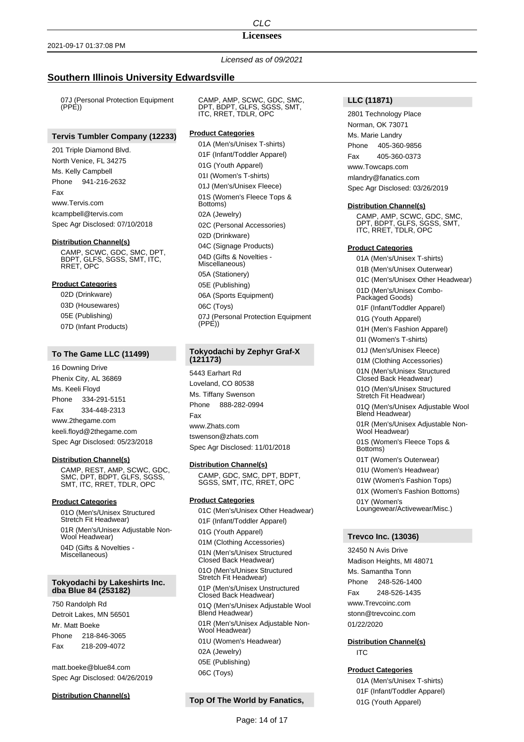*Licensed as of 09/2021*

## Southern Illinois University Edwardsville

07J (Personal Protection Equipment (PPE))

### Tervis Tumbler Company (12233)

201 Triple Diamond Blvd.
North Venice, FL 34275
Ms. Kelly Campbell
Phone 941-216-2632
Fax
www.Tervis.com
kcampbell@tervis.com
Spec Agr Disclosed: 07/10/2018

**Distribution Channel(s)**

CAMP, SCWC, GDC, SMC, DPT, BDPT, GLFS, SGSS, SMT, ITC, RRET, OPC

**Product Categories**

- 02D (Drinkware)
- 03D (Housewares)
- 05E (Publishing)
- 07D (Infant Products)

### To The Game LLC (11499)

16 Downing Drive
Phenix City, AL 36869
Ms. Keeli Floyd
Phone 334-291-5151
Fax 334-448-2313
www.2thegame.com
keeli.floyd@2thegame.com
Spec Agr Disclosed: 05/23/2018

**Distribution Channel(s)**

CAMP, REST, AMP, SCWC, GDC, SMC, DPT, BDPT, GLFS, SGSS, SMT, ITC, RRET, TDLR, OPC

**Product Categories**

- 01O (Men's/Unisex Structured Stretch Fit Headwear)
- 01R (Men's/Unisex Adjustable Non-Wool Headwear)
- 04D (Gifts & Novelties - Miscellaneous)

### Tokyodachi by Lakeshirts Inc. dba Blue 84 (253182)

750 Randolph Rd
Detroit Lakes, MN 56501
Mr. Matt Boeke
Phone 218-846-3065
Fax 218-209-4072

matt.boeke@blue84.com
Spec Agr Disclosed: 04/26/2019

**Distribution Channel(s)**

CAMP, AMP, SCWC, GDC, SMC, DPT, BDPT, GLFS, SGSS, SMT, ITC, RRET, TDLR, OPC

**Product Categories**

- 01A (Men's/Unisex T-shirts)
- 01F (Infant/Toddler Apparel)
- 01G (Youth Apparel)
- 01I (Women's T-shirts)
- 01J (Men's/Unisex Fleece)
- 01S (Women's Fleece Tops & Bottoms)
- 02A (Jewelry)
- 02C (Personal Accessories)
- 02D (Drinkware)
- 04C (Signage Products)
- 04D (Gifts & Novelties - Miscellaneous)
- 05A (Stationery)
- 05E (Publishing)
- 06A (Sports Equipment)
- 06C (Toys)
- 07J (Personal Protection Equipment (PPE))

### Tokyodachi by Zephyr Graf-X (121173)

5443 Earhart Rd
Loveland, CO 80538
Ms. Tiffany Swenson
Phone 888-282-0994
Fax
www.Zhats.com
tswenson@zhats.com
Spec Agr Disclosed: 11/01/2018

**Distribution Channel(s)**

CAMP, GDC, SMC, DPT, BDPT, SGSS, SMT, ITC, RRET, OPC

**Product Categories**

- 01C (Men's/Unisex Other Headwear)
- 01F (Infant/Toddler Apparel)
- 01G (Youth Apparel)
- 01M (Clothing Accessories)
- 01N (Men's/Unisex Structured Closed Back Headwear)
- 01O (Men's/Unisex Structured Stretch Fit Headwear)
- 01P (Men's/Unisex Unstructured Closed Back Headwear)
- 01Q (Men's/Unisex Adjustable Wool Blend Headwear)
- 01R (Men's/Unisex Adjustable Non-Wool Headwear)
- 01U (Women's Headwear)
- 02A (Jewelry)
- 05E (Publishing)
- 06C (Toys)

### Top Of The World by Fanatics, LLC (11871)

2801 Technology Place
Norman, OK 73071
Ms. Marie Landry
Phone 405-360-9856
Fax 405-360-0373
www.Towcaps.com
mlandry@fanatics.com
Spec Agr Disclosed: 03/26/2019

**Distribution Channel(s)**

CAMP, AMP, SCWC, GDC, SMC, DPT, BDPT, GLFS, SGSS, SMT, ITC, RRET, TDLR, OPC

**Product Categories**

- 01A (Men's/Unisex T-shirts)
- 01B (Men's/Unisex Outerwear)
- 01C (Men's/Unisex Other Headwear)
- 01D (Men's/Unisex Combo-Packaged Goods)
- 01F (Infant/Toddler Apparel)
- 01G (Youth Apparel)
- 01H (Men's Fashion Apparel)
- 01I (Women's T-shirts)
- 01J (Men's/Unisex Fleece)
- 01M (Clothing Accessories)
- 01N (Men's/Unisex Structured Closed Back Headwear)
- 01O (Men's/Unisex Structured Stretch Fit Headwear)
- 01Q (Men's/Unisex Adjustable Wool Blend Headwear)
- 01R (Men's/Unisex Adjustable Non-Wool Headwear)
- 01S (Women's Fleece Tops & Bottoms)
- 01T (Women's Outerwear)
- 01U (Women's Headwear)
- 01W (Women's Fashion Tops)
- 01X (Women's Fashion Bottoms)
- 01Y (Women's Loungewear/Activewear/Misc.)

### Trevco Inc. (13036)

32450 N Avis Drive
Madison Heights, MI 48071
Ms. Samantha Tonn
Phone 248-526-1400
Fax 248-526-1435
www.Trevcoinc.com
stonn@trevcoinc.com
01/22/2020

**Distribution Channel(s)**

ITC

**Product Categories**

- 01A (Men's/Unisex T-shirts)
- 01F (Infant/Toddler Apparel)
- 01G (Youth Apparel)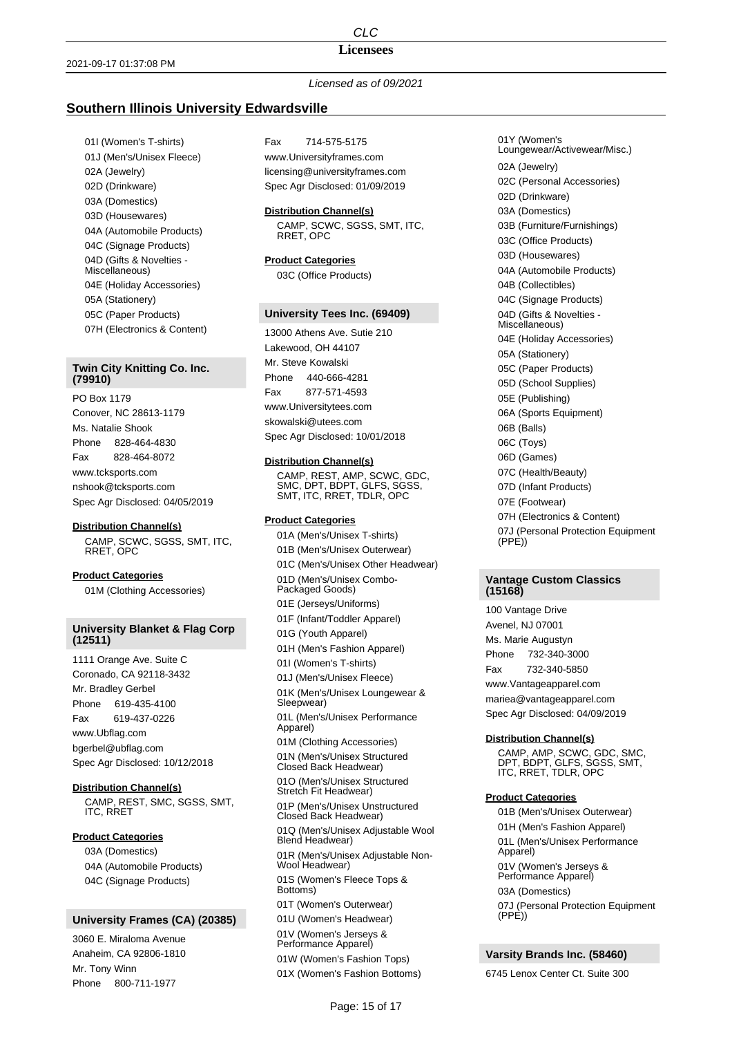*Licensed as of 09/2021*

## Southern Illinois University Edwardsville

01I (Women's T-shirts)
01J (Men's/Unisex Fleece)
02A (Jewelry)
02D (Drinkware)
03A (Domestics)
03D (Housewares)
04A (Automobile Products)
04C (Signage Products)
04D (Gifts & Novelties - Miscellaneous)
04E (Holiday Accessories)
05A (Stationery)
05C (Paper Products)
07H (Electronics & Content)

### Twin City Knitting Co. Inc. (79910)

PO Box 1179
Conover, NC 28613-1179
Ms. Natalie Shook
Phone 828-464-4830
Fax 828-464-8072
www.tcksports.com
nshook@tcksports.com
Spec Agr Disclosed: 04/05/2019

**Distribution Channel(s)**

CAMP, SCWC, SGSS, SMT, ITC, RRET, OPC

**Product Categories**

01M (Clothing Accessories)

### University Blanket & Flag Corp (12511)

1111 Orange Ave. Suite C
Coronado, CA 92118-3432
Mr. Bradley Gerbel
Phone 619-435-4100
Fax 619-437-0226
www.Ubflag.com
bgerbel@ubflag.com
Spec Agr Disclosed: 10/12/2018

**Distribution Channel(s)**

CAMP, REST, SMC, SGSS, SMT, ITC, RRET

**Product Categories**

03A (Domestics)
04A (Automobile Products)
04C (Signage Products)

### University Frames (CA) (20385)

3060 E. Miraloma Avenue
Anaheim, CA 92806-1810
Mr. Tony Winn
Phone 800-711-1977
Fax 714-575-5175
www.Universityframes.com
licensing@universityframes.com
Spec Agr Disclosed: 01/09/2019

**Distribution Channel(s)**

CAMP, SCWC, SGSS, SMT, ITC, RRET, OPC

**Product Categories**

03C (Office Products)

### University Tees Inc. (69409)

13000 Athens Ave. Sutie 210
Lakewood, OH 44107
Mr. Steve Kowalski
Phone 440-666-4281
Fax 877-571-4593
www.Universitytees.com
skowalski@utees.com
Spec Agr Disclosed: 10/01/2018

**Distribution Channel(s)**

CAMP, REST, AMP, SCWC, GDC, SMC, DPT, BDPT, GLFS, SGSS, SMT, ITC, RRET, TDLR, OPC

**Product Categories**

01A (Men's/Unisex T-shirts)
01B (Men's/Unisex Outerwear)
01C (Men's/Unisex Other Headwear)
01D (Men's/Unisex Combo-Packaged Goods)
01E (Jerseys/Uniforms)
01F (Infant/Toddler Apparel)
01G (Youth Apparel)
01H (Men's Fashion Apparel)
01I (Women's T-shirts)
01J (Men's/Unisex Fleece)
01K (Men's/Unisex Loungewear & Sleepwear)
01L (Men's/Unisex Performance Apparel)
01M (Clothing Accessories)
01N (Men's/Unisex Structured Closed Back Headwear)
01O (Men's/Unisex Structured Stretch Fit Headwear)
01P (Men's/Unisex Unstructured Closed Back Headwear)
01Q (Men's/Unisex Adjustable Wool Blend Headwear)
01R (Men's/Unisex Adjustable Non-Wool Headwear)
01S (Women's Fleece Tops & Bottoms)
01T (Women's Outerwear)
01U (Women's Headwear)
01V (Women's Jerseys & Performance Apparel)
01W (Women's Fashion Tops)
01X (Women's Fashion Bottoms)
01Y (Women's Loungewear/Activewear/Misc.)
02A (Jewelry)
02C (Personal Accessories)
02D (Drinkware)
03A (Domestics)
03B (Furniture/Furnishings)
03C (Office Products)
03D (Housewares)
04A (Automobile Products)
04B (Collectibles)
04C (Signage Products)
04D (Gifts & Novelties - Miscellaneous)
04E (Holiday Accessories)
05A (Stationery)
05C (Paper Products)
05D (School Supplies)
05E (Publishing)
06A (Sports Equipment)
06B (Balls)
06C (Toys)
06D (Games)
07C (Health/Beauty)
07D (Infant Products)
07E (Footwear)
07H (Electronics & Content)
07J (Personal Protection Equipment (PPE))

### Vantage Custom Classics (15168)

100 Vantage Drive
Avenel, NJ 07001
Ms. Marie Augustyn
Phone 732-340-3000
Fax 732-340-5850
www.Vantageapparel.com
mariea@vantageapparel.com
Spec Agr Disclosed: 04/09/2019

**Distribution Channel(s)**

CAMP, AMP, SCWC, GDC, SMC, DPT, BDPT, GLFS, SGSS, SMT, ITC, RRET, TDLR, OPC

**Product Categories**

01B (Men's/Unisex Outerwear)
01H (Men's Fashion Apparel)
01L (Men's/Unisex Performance Apparel)
01V (Women's Jerseys & Performance Apparel)
03A (Domestics)
07J (Personal Protection Equipment (PPE))

### Varsity Brands Inc. (58460)

6745 Lenox Center Ct. Suite 300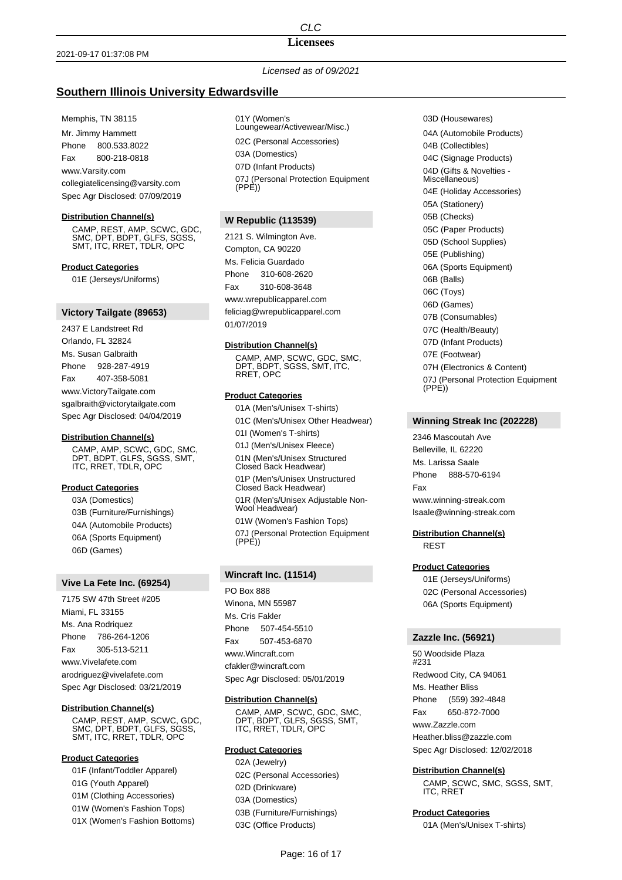## Southern Illinois University Edwardsville

*Licensed as of 09/2021*

Memphis, TN 38115
Mr. Jimmy Hammett
Phone 800.533.8022
Fax 800-218-0818
www.Varsity.com
collegiatelicensing@varsity.com
Spec Agr Disclosed: 07/09/2019

**Distribution Channel(s)**

CAMP, REST, AMP, SCWC, GDC, SMC, DPT, BDPT, GLFS, SGSS, SMT, ITC, RRET, TDLR, OPC

**Product Categories**

01E (Jerseys/Uniforms)

### Victory Tailgate (89653)

2437 E Landstreet Rd
Orlando, FL 32824
Ms. Susan Galbraith
Phone 928-287-4919
Fax 407-358-5081
www.VictoryTailgate.com
sgalbraith@victorytailgate.com
Spec Agr Disclosed: 04/04/2019

**Distribution Channel(s)**

CAMP, AMP, SCWC, GDC, SMC, DPT, BDPT, GLFS, SGSS, SMT, ITC, RRET, TDLR, OPC

**Product Categories**

03A (Domestics)
03B (Furniture/Furnishings)
04A (Automobile Products)
06A (Sports Equipment)
06D (Games)

### Vive La Fete Inc. (69254)

7175 SW 47th Street #205
Miami, FL 33155
Ms. Ana Rodriquez
Phone 786-264-1206
Fax 305-513-5211
www.Vivelafete.com
arodriguez@vivelafete.com
Spec Agr Disclosed: 03/21/2019

**Distribution Channel(s)**

CAMP, REST, AMP, SCWC, GDC, SMC, DPT, BDPT, GLFS, SGSS, SMT, ITC, RRET, TDLR, OPC

**Product Categories**

01F (Infant/Toddler Apparel)
01G (Youth Apparel)
01M (Clothing Accessories)
01W (Women's Fashion Tops)
01X (Women's Fashion Bottoms)
01Y (Women's Loungewear/Activewear/Misc.)
02C (Personal Accessories)
03A (Domestics)
07D (Infant Products)
07J (Personal Protection Equipment (PPE))

### W Republic (113539)

2121 S. Wilmington Ave.
Compton, CA 90220
Ms. Felicia Guardado
Phone 310-608-2620
Fax 310-608-3648
www.wrepublicapparel.com
feliciag@wrepublicapparel.com
01/07/2019

**Distribution Channel(s)**

CAMP, AMP, SCWC, GDC, SMC, DPT, BDPT, SGSS, SMT, ITC, RRET, OPC

**Product Categories**

01A (Men's/Unisex T-shirts)
01C (Men's/Unisex Other Headwear)
01I (Women's T-shirts)
01J (Men's/Unisex Fleece)
01N (Men's/Unisex Structured Closed Back Headwear)
01P (Men's/Unisex Unstructured Closed Back Headwear)
01R (Men's/Unisex Adjustable Non-Wool Headwear)
01W (Women's Fashion Tops)
07J (Personal Protection Equipment (PPE))

### Wincraft Inc. (11514)

PO Box 888
Winona, MN 55987
Ms. Cris Fakler
Phone 507-454-5510
Fax 507-453-6870
www.Wincraft.com
cfakler@wincraft.com
Spec Agr Disclosed: 05/01/2019

**Distribution Channel(s)**

CAMP, AMP, SCWC, GDC, SMC, DPT, BDPT, GLFS, SGSS, SMT, ITC, RRET, TDLR, OPC

**Product Categories**

02A (Jewelry)
02C (Personal Accessories)
02D (Drinkware)
03A (Domestics)
03B (Furniture/Furnishings)
03C (Office Products)
03D (Housewares)
04A (Automobile Products)
04B (Collectibles)
04C (Signage Products)
04D (Gifts & Novelties - Miscellaneous)
04E (Holiday Accessories)
05A (Stationery)
05B (Checks)
05C (Paper Products)
05D (School Supplies)
05E (Publishing)
06A (Sports Equipment)
06B (Balls)
06C (Toys)
06D (Games)
07B (Consumables)
07C (Health/Beauty)
07D (Infant Products)
07E (Footwear)
07H (Electronics & Content)
07J (Personal Protection Equipment (PPE))

### Winning Streak Inc (202228)

2346 Mascoutah Ave
Belleville, IL 62220
Ms. Larissa Saale
Phone 888-570-6194
Fax
www.winning-streak.com
lsaale@winning-streak.com

**Distribution Channel(s)**

REST

**Product Categories**

01E (Jerseys/Uniforms)
02C (Personal Accessories)
06A (Sports Equipment)

### Zazzle Inc. (56921)

50 Woodside Plaza #231
Redwood City, CA 94061
Ms. Heather Bliss
Phone (559) 392-4848
Fax 650-872-7000
www.Zazzle.com
Heather.bliss@zazzle.com
Spec Agr Disclosed: 12/02/2018

**Distribution Channel(s)**

CAMP, SCWC, SMC, SGSS, SMT, ITC, RRET

**Product Categories**

01A (Men's/Unisex T-shirts)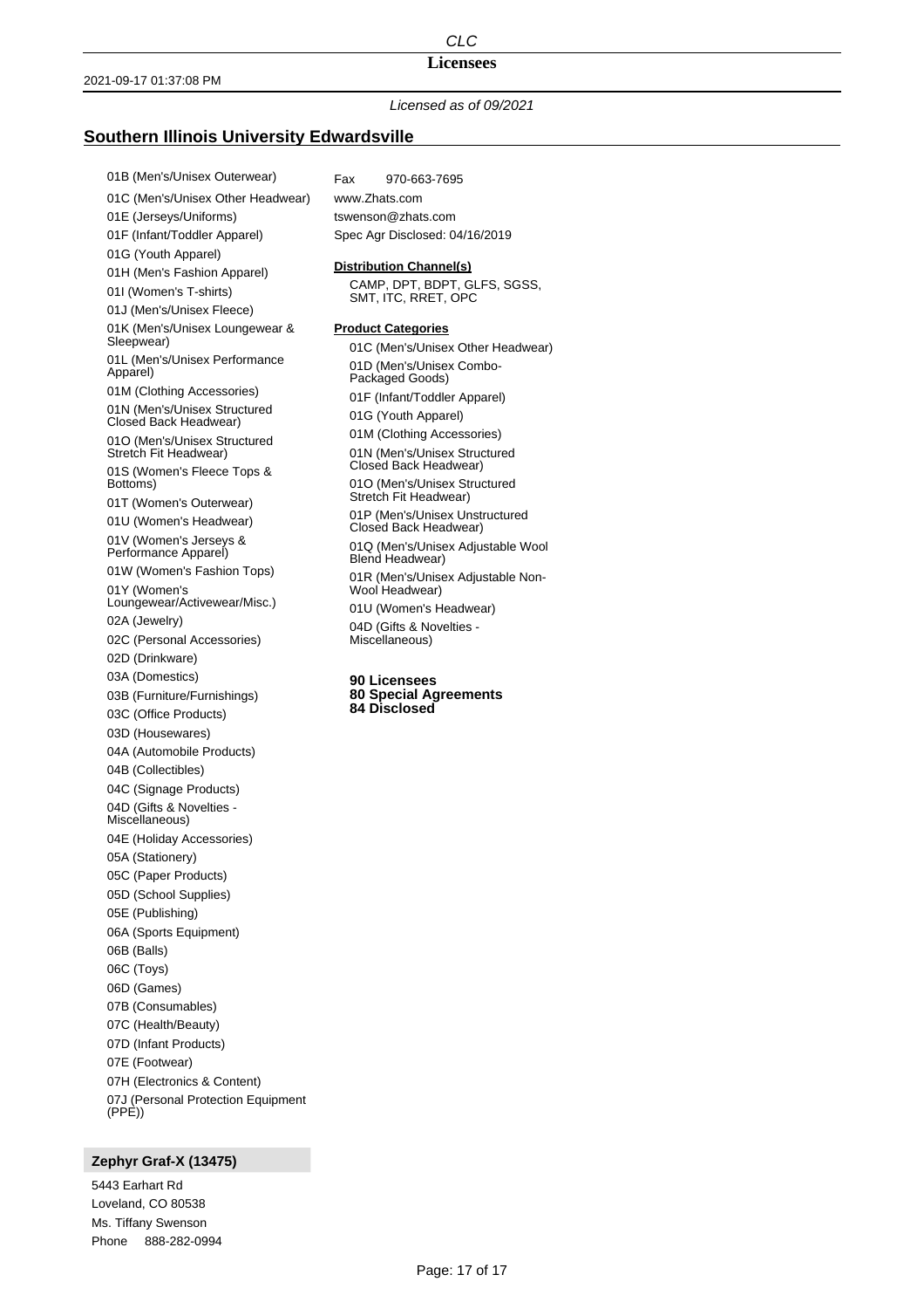Licensed as of 09/2021

## Southern Illinois University Edwardsville

- 01B (Men's/Unisex Outerwear)
- 01C (Men's/Unisex Other Headwear)
- 01E (Jerseys/Uniforms)
- 01F (Infant/Toddler Apparel)
- 01G (Youth Apparel)
- 01H (Men's Fashion Apparel)
- 01I (Women's T-shirts)
- 01J (Men's/Unisex Fleece)
- 01K (Men's/Unisex Loungewear & Sleepwear)
- 01L (Men's/Unisex Performance Apparel)
- 01M (Clothing Accessories)
- 01N (Men's/Unisex Structured Closed Back Headwear)
- 01O (Men's/Unisex Structured Stretch Fit Headwear)
- 01S (Women's Fleece Tops & Bottoms)
- 01T (Women's Outerwear)
- 01U (Women's Headwear)
- 01V (Women's Jerseys & Performance Apparel)
- 01W (Women's Fashion Tops)
- 01Y (Women's Loungewear/Activewear/Misc.)
- 02A (Jewelry)
- 02C (Personal Accessories)
- 02D (Drinkware)
- 03A (Domestics)
- 03B (Furniture/Furnishings)
- 03C (Office Products)
- 03D (Housewares)
- 04A (Automobile Products)
- 04B (Collectibles)
- 04C (Signage Products)
- 04D (Gifts & Novelties - Miscellaneous)
- 04E (Holiday Accessories)
- 05A (Stationery)
- 05C (Paper Products)
- 05D (School Supplies)
- 05E (Publishing)
- 06A (Sports Equipment)
- 06B (Balls)
- 06C (Toys)
- 06D (Games)
- 07B (Consumables)
- 07C (Health/Beauty)
- 07D (Infant Products)
- 07E (Footwear)
- 07H (Electronics & Content)
- 07J (Personal Protection Equipment (PPE))

### Zephyr Graf-X (13475)

5443 Earhart Rd
Loveland, CO 80538
Ms. Tiffany Swenson
Phone 888-282-0994
Fax 970-663-7695
www.Zhats.com
tswenson@zhats.com
Spec Agr Disclosed: 04/16/2019

**Distribution Channel(s)**

CAMP, DPT, BDPT, GLFS, SGSS, SMT, ITC, RRET, OPC

**Product Categories**

- 01C (Men's/Unisex Other Headwear)
- 01D (Men's/Unisex Combo-Packaged Goods)
- 01F (Infant/Toddler Apparel)
- 01G (Youth Apparel)
- 01M (Clothing Accessories)
- 01N (Men's/Unisex Structured Closed Back Headwear)
- 01O (Men's/Unisex Structured Stretch Fit Headwear)
- 01P (Men's/Unisex Unstructured Closed Back Headwear)
- 01Q (Men's/Unisex Adjustable Wool Blend Headwear)
- 01R (Men's/Unisex Adjustable Non-Wool Headwear)
- 01U (Women's Headwear)
- 04D (Gifts & Novelties - Miscellaneous)

**90 Licensees**
**80 Special Agreements**
**84 Disclosed**